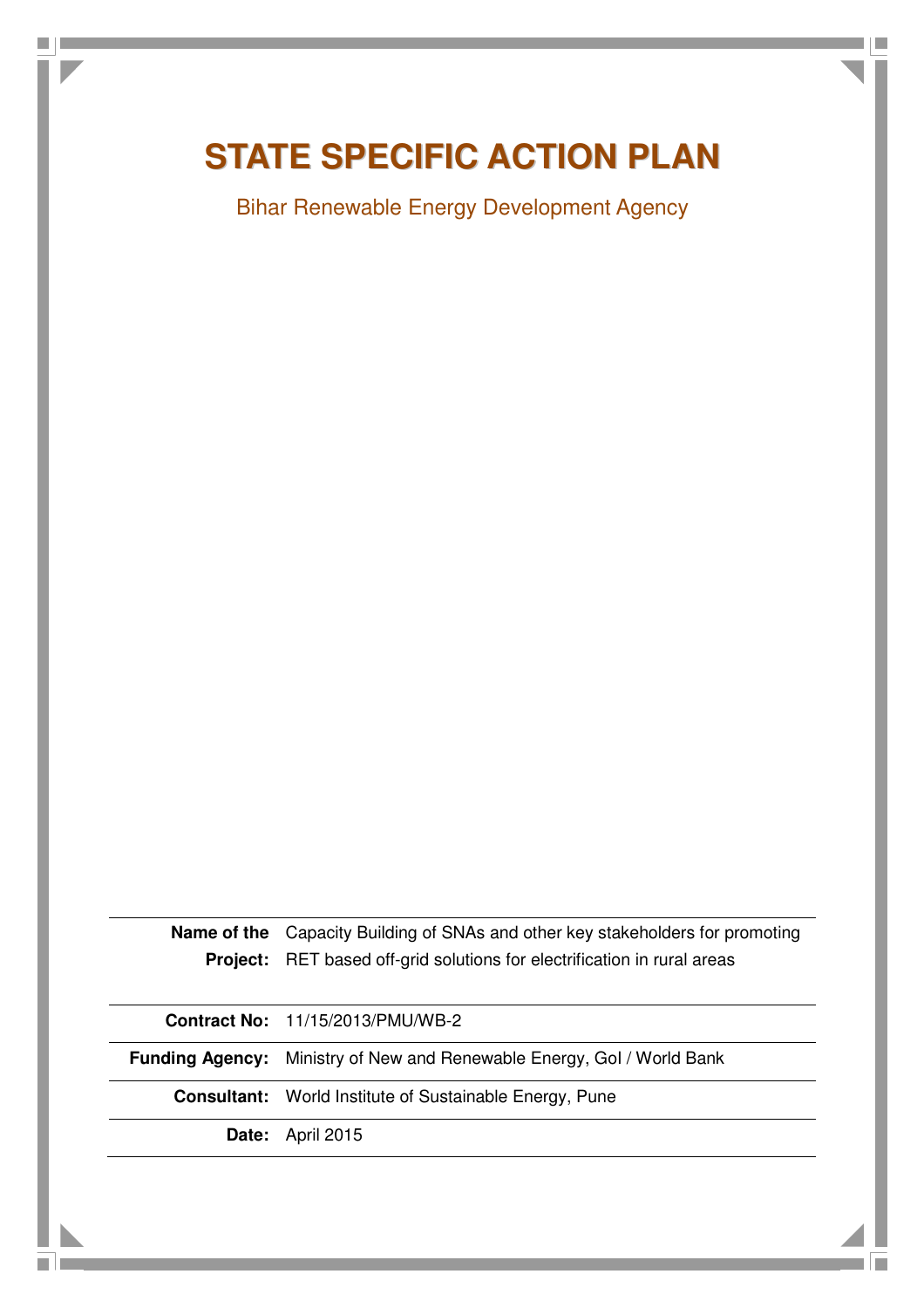# STATE SPECIFIC ACTION PLAN

Bihar Renewable Energy Development Agency

| | |
|---|---|
| **Name of the Project:** | Capacity Building of SNAs and other key stakeholders for promoting RET based off-grid solutions for electrification in rural areas |
| **Contract No:** | 11/15/2013/PMU/WB-2 |
| **Funding Agency:** | Ministry of New and Renewable Energy, GoI / World Bank |
| **Consultant:** | World Institute of Sustainable Energy, Pune |
| **Date:** | April 2015 |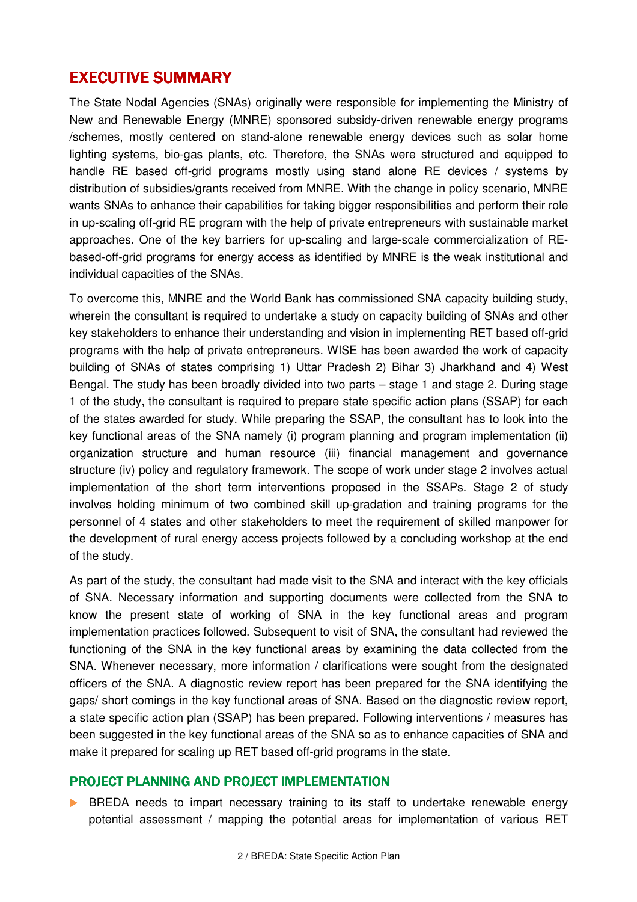# EXECUTIVE SUMMARY

The State Nodal Agencies (SNAs) originally were responsible for implementing the Ministry of New and Renewable Energy (MNRE) sponsored subsidy-driven renewable energy programs /schemes, mostly centered on stand-alone renewable energy devices such as solar home lighting systems, bio-gas plants, etc. Therefore, the SNAs were structured and equipped to handle RE based off-grid programs mostly using stand alone RE devices / systems by distribution of subsidies/grants received from MNRE. With the change in policy scenario, MNRE wants SNAs to enhance their capabilities for taking bigger responsibilities and perform their role in up-scaling off-grid RE program with the help of private entrepreneurs with sustainable market approaches. One of the key barriers for up-scaling and large-scale commercialization of RE-based-off-grid programs for energy access as identified by MNRE is the weak institutional and individual capacities of the SNAs.

To overcome this, MNRE and the World Bank has commissioned SNA capacity building study, wherein the consultant is required to undertake a study on capacity building of SNAs and other key stakeholders to enhance their understanding and vision in implementing RET based off-grid programs with the help of private entrepreneurs. WISE has been awarded the work of capacity building of SNAs of states comprising 1) Uttar Pradesh 2) Bihar 3) Jharkhand and 4) West Bengal. The study has been broadly divided into two parts – stage 1 and stage 2. During stage 1 of the study, the consultant is required to prepare state specific action plans (SSAP) for each of the states awarded for study. While preparing the SSAP, the consultant has to look into the key functional areas of the SNA namely (i) program planning and program implementation (ii) organization structure and human resource (iii) financial management and governance structure (iv) policy and regulatory framework. The scope of work under stage 2 involves actual implementation of the short term interventions proposed in the SSAPs. Stage 2 of study involves holding minimum of two combined skill up-gradation and training programs for the personnel of 4 states and other stakeholders to meet the requirement of skilled manpower for the development of rural energy access projects followed by a concluding workshop at the end of the study.

As part of the study, the consultant had made visit to the SNA and interact with the key officials of SNA. Necessary information and supporting documents were collected from the SNA to know the present state of working of SNA in the key functional areas and program implementation practices followed. Subsequent to visit of SNA, the consultant had reviewed the functioning of the SNA in the key functional areas by examining the data collected from the SNA. Whenever necessary, more information / clarifications were sought from the designated officers of the SNA. A diagnostic review report has been prepared for the SNA identifying the gaps/ short comings in the key functional areas of SNA. Based on the diagnostic review report, a state specific action plan (SSAP) has been prepared. Following interventions / measures has been suggested in the key functional areas of the SNA so as to enhance capacities of SNA and make it prepared for scaling up RET based off-grid programs in the state.

## PROJECT PLANNING AND PROJECT IMPLEMENTATION

- BREDA needs to impart necessary training to its staff to undertake renewable energy potential assessment / mapping the potential areas for implementation of various RET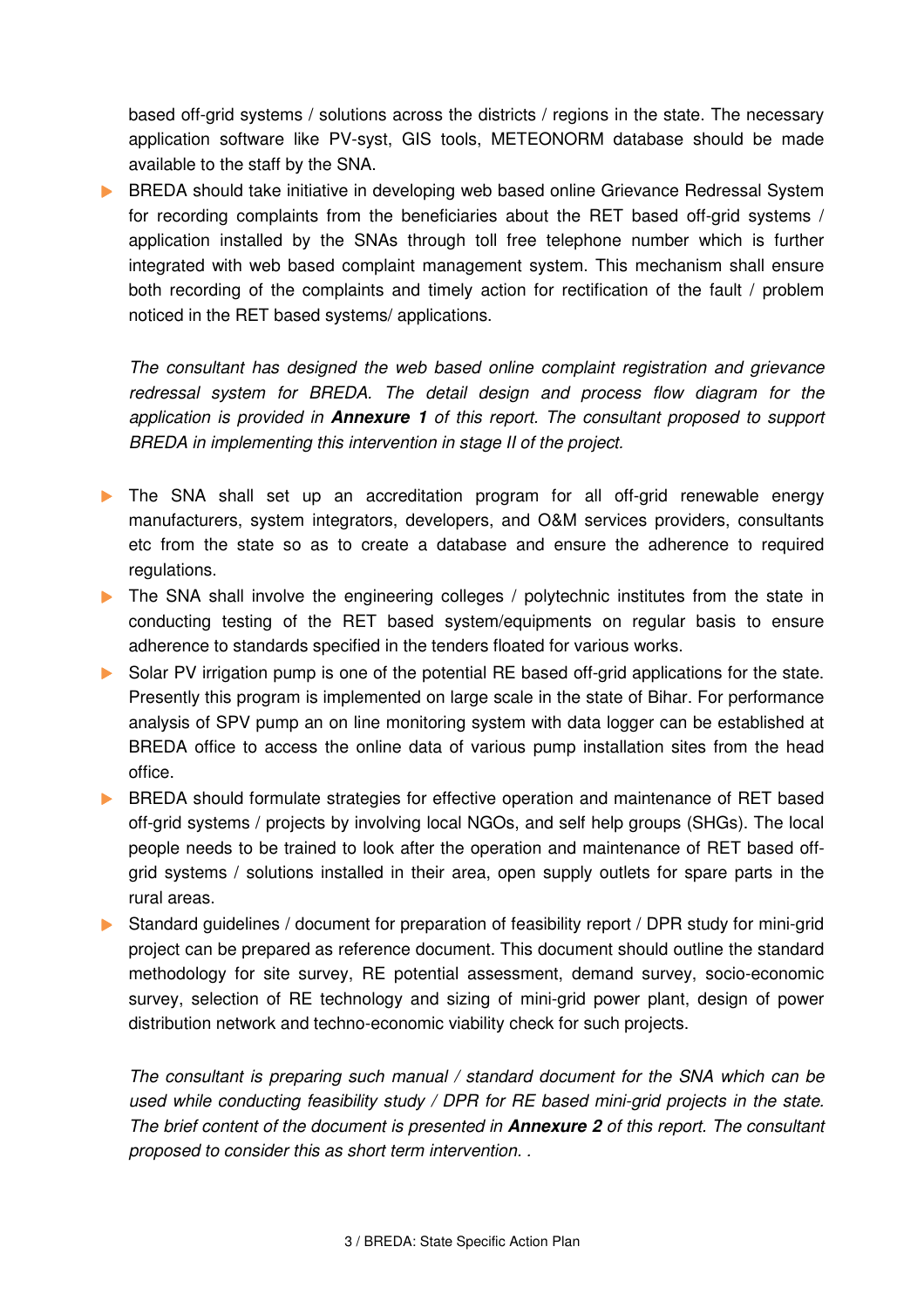based off-grid systems / solutions across the districts / regions in the state. The necessary application software like PV-syst, GIS tools, METEONORM database should be made available to the staff by the SNA.

- BREDA should take initiative in developing web based online Grievance Redressal System for recording complaints from the beneficiaries about the RET based off-grid systems / application installed by the SNAs through toll free telephone number which is further integrated with web based complaint management system. This mechanism shall ensure both recording of the complaints and timely action for rectification of the fault / problem noticed in the RET based systems/ applications.

  *The consultant has designed the web based online complaint registration and grievance redressal system for BREDA. The detail design and process flow diagram for the application is provided in **Annexure 1** of this report. The consultant proposed to support BREDA in implementing this intervention in stage II of the project.*

- The SNA shall set up an accreditation program for all off-grid renewable energy manufacturers, system integrators, developers, and O&M services providers, consultants etc from the state so as to create a database and ensure the adherence to required regulations.
- The SNA shall involve the engineering colleges / polytechnic institutes from the state in conducting testing of the RET based system/equipments on regular basis to ensure adherence to standards specified in the tenders floated for various works.
- Solar PV irrigation pump is one of the potential RE based off-grid applications for the state. Presently this program is implemented on large scale in the state of Bihar. For performance analysis of SPV pump an on line monitoring system with data logger can be established at BREDA office to access the online data of various pump installation sites from the head office.
- BREDA should formulate strategies for effective operation and maintenance of RET based off-grid systems / projects by involving local NGOs, and self help groups (SHGs). The local people needs to be trained to look after the operation and maintenance of RET based off-grid systems / solutions installed in their area, open supply outlets for spare parts in the rural areas.
- Standard guidelines / document for preparation of feasibility report / DPR study for mini-grid project can be prepared as reference document. This document should outline the standard methodology for site survey, RE potential assessment, demand survey, socio-economic survey, selection of RE technology and sizing of mini-grid power plant, design of power distribution network and techno-economic viability check for such projects.

  *The consultant is preparing such manual / standard document for the SNA which can be used while conducting feasibility study / DPR for RE based mini-grid projects in the state. The brief content of the document is presented in **Annexure 2** of this report. The consultant proposed to consider this as short term intervention. .*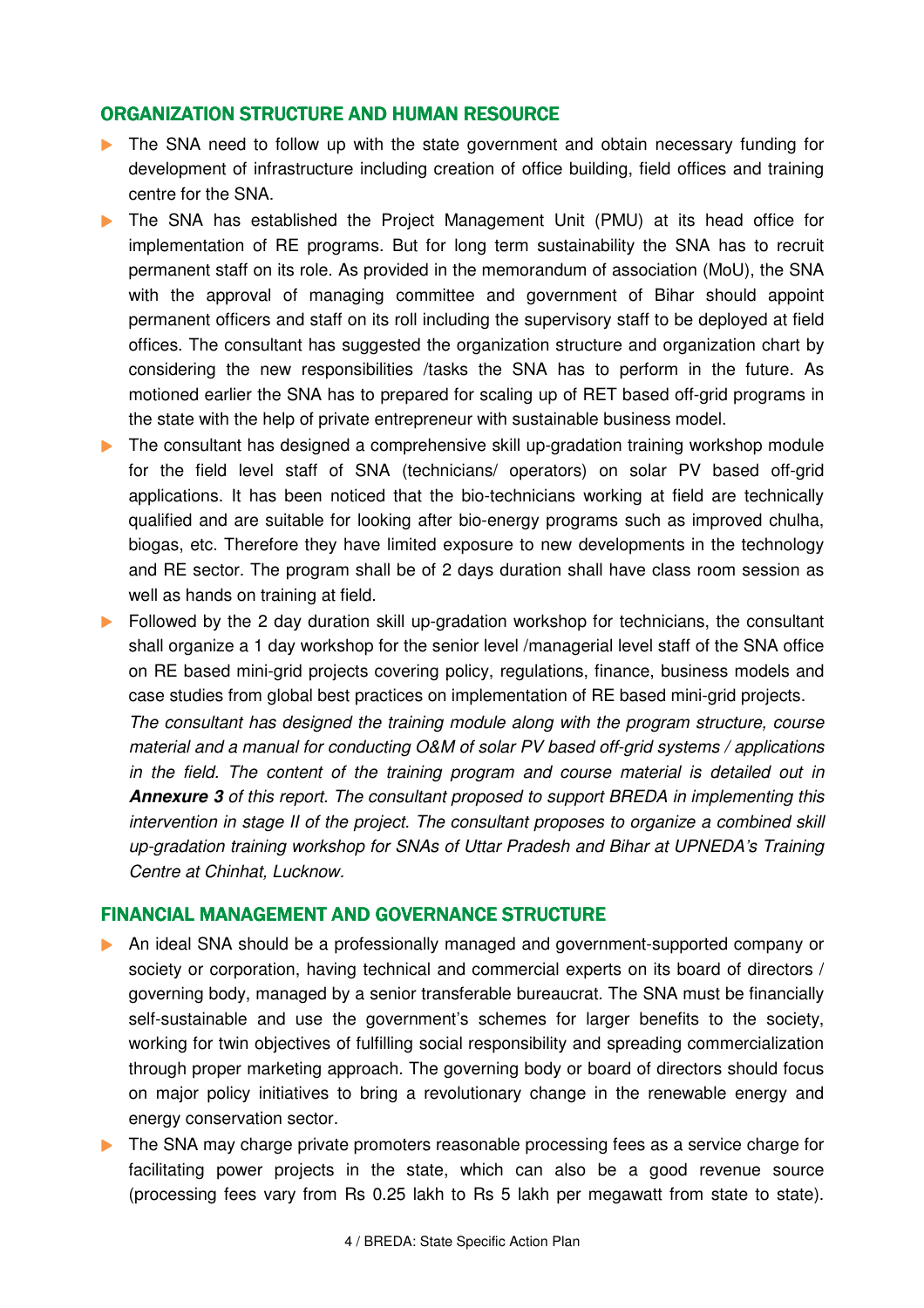## ORGANIZATION STRUCTURE AND HUMAN RESOURCE

- The SNA need to follow up with the state government and obtain necessary funding for development of infrastructure including creation of office building, field offices and training centre for the SNA.
- The SNA has established the Project Management Unit (PMU) at its head office for implementation of RE programs. But for long term sustainability the SNA has to recruit permanent staff on its role. As provided in the memorandum of association (MoU), the SNA with the approval of managing committee and government of Bihar should appoint permanent officers and staff on its roll including the supervisory staff to be deployed at field offices. The consultant has suggested the organization structure and organization chart by considering the new responsibilities /tasks the SNA has to perform in the future. As motioned earlier the SNA has to prepared for scaling up of RET based off-grid programs in the state with the help of private entrepreneur with sustainable business model.
- The consultant has designed a comprehensive skill up-gradation training workshop module for the field level staff of SNA (technicians/ operators) on solar PV based off-grid applications. It has been noticed that the bio-technicians working at field are technically qualified and are suitable for looking after bio-energy programs such as improved chulha, biogas, etc. Therefore they have limited exposure to new developments in the technology and RE sector. The program shall be of 2 days duration shall have class room session as well as hands on training at field.
- Followed by the 2 day duration skill up-gradation workshop for technicians, the consultant shall organize a 1 day workshop for the senior level /managerial level staff of the SNA office on RE based mini-grid projects covering policy, regulations, finance, business models and case studies from global best practices on implementation of RE based mini-grid projects.

  *The consultant has designed the training module along with the program structure, course material and a manual for conducting O&M of solar PV based off-grid systems / applications in the field. The content of the training program and course material is detailed out in* ***Annexure 3*** *of this report. The consultant proposed to support BREDA in implementing this intervention in stage II of the project. The consultant proposes to organize a combined skill up-gradation training workshop for SNAs of Uttar Pradesh and Bihar at UPNEDA's Training Centre at Chinhat, Lucknow.*

## FINANCIAL MANAGEMENT AND GOVERNANCE STRUCTURE

- An ideal SNA should be a professionally managed and government-supported company or society or corporation, having technical and commercial experts on its board of directors / governing body, managed by a senior transferable bureaucrat. The SNA must be financially self-sustainable and use the government's schemes for larger benefits to the society, working for twin objectives of fulfilling social responsibility and spreading commercialization through proper marketing approach. The governing body or board of directors should focus on major policy initiatives to bring a revolutionary change in the renewable energy and energy conservation sector.
- The SNA may charge private promoters reasonable processing fees as a service charge for facilitating power projects in the state, which can also be a good revenue source (processing fees vary from Rs 0.25 lakh to Rs 5 lakh per megawatt from state to state).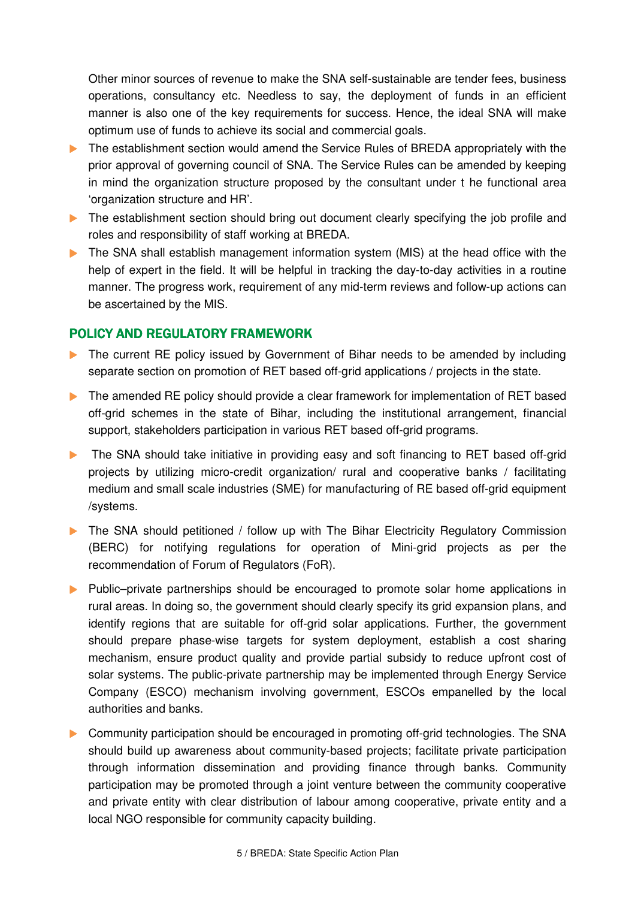Other minor sources of revenue to make the SNA self-sustainable are tender fees, business operations, consultancy etc. Needless to say, the deployment of funds in an efficient manner is also one of the key requirements for success. Hence, the ideal SNA will make optimum use of funds to achieve its social and commercial goals.

- The establishment section would amend the Service Rules of BREDA appropriately with the prior approval of governing council of SNA. The Service Rules can be amended by keeping in mind the organization structure proposed by the consultant under t he functional area 'organization structure and HR'.
- The establishment section should bring out document clearly specifying the job profile and roles and responsibility of staff working at BREDA.
- The SNA shall establish management information system (MIS) at the head office with the help of expert in the field. It will be helpful in tracking the day-to-day activities in a routine manner. The progress work, requirement of any mid-term reviews and follow-up actions can be ascertained by the MIS.

## POLICY AND REGULATORY FRAMEWORK

- The current RE policy issued by Government of Bihar needs to be amended by including separate section on promotion of RET based off-grid applications / projects in the state.
- The amended RE policy should provide a clear framework for implementation of RET based off-grid schemes in the state of Bihar, including the institutional arrangement, financial support, stakeholders participation in various RET based off-grid programs.
- The SNA should take initiative in providing easy and soft financing to RET based off-grid projects by utilizing micro-credit organization/ rural and cooperative banks / facilitating medium and small scale industries (SME) for manufacturing of RE based off-grid equipment /systems.
- The SNA should petitioned / follow up with The Bihar Electricity Regulatory Commission (BERC) for notifying regulations for operation of Mini-grid projects as per the recommendation of Forum of Regulators (FoR).
- Public–private partnerships should be encouraged to promote solar home applications in rural areas. In doing so, the government should clearly specify its grid expansion plans, and identify regions that are suitable for off-grid solar applications. Further, the government should prepare phase-wise targets for system deployment, establish a cost sharing mechanism, ensure product quality and provide partial subsidy to reduce upfront cost of solar systems. The public-private partnership may be implemented through Energy Service Company (ESCO) mechanism involving government, ESCOs empanelled by the local authorities and banks.
- Community participation should be encouraged in promoting off-grid technologies. The SNA should build up awareness about community-based projects; facilitate private participation through information dissemination and providing finance through banks. Community participation may be promoted through a joint venture between the community cooperative and private entity with clear distribution of labour among cooperative, private entity and a local NGO responsible for community capacity building.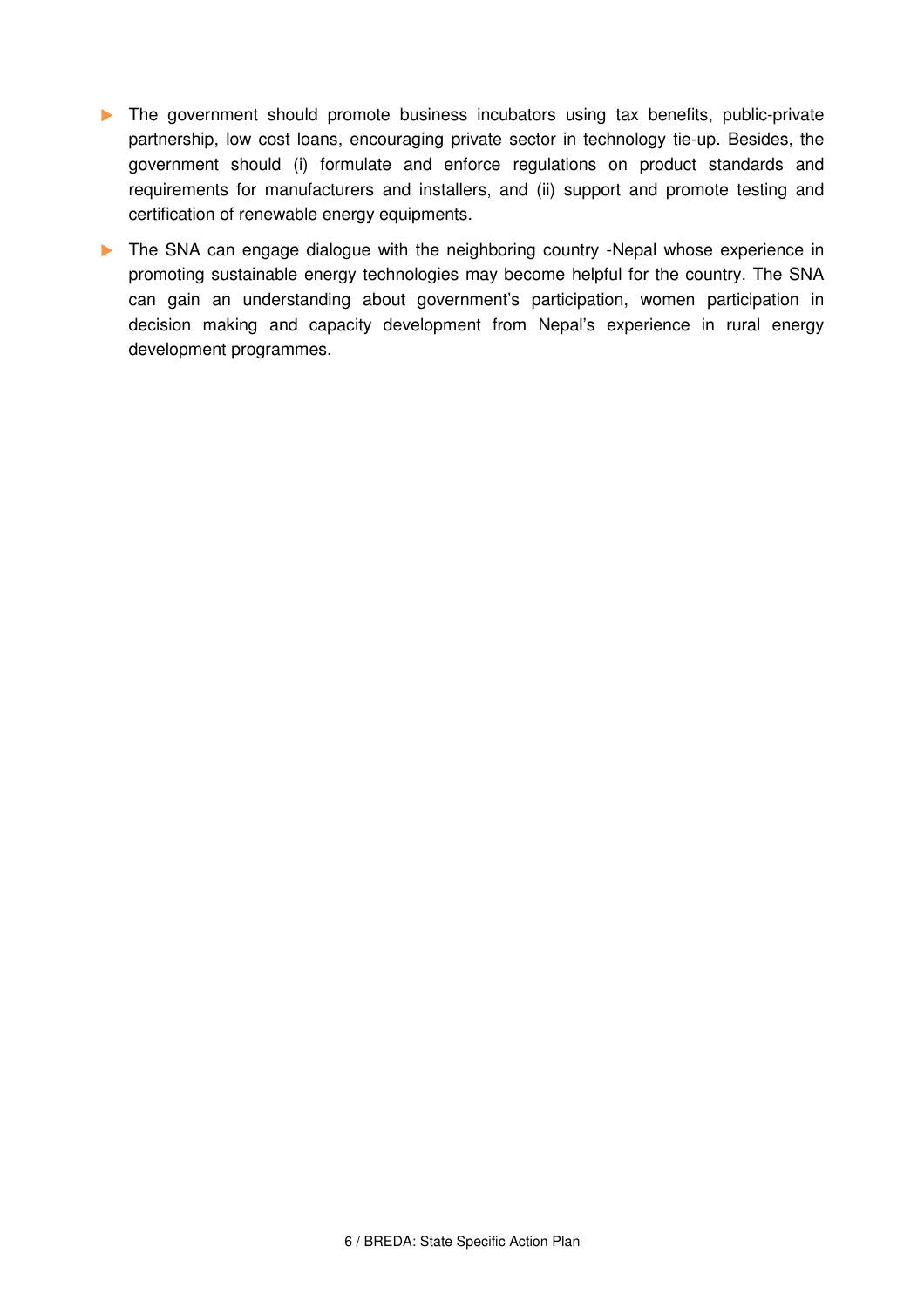- The government should promote business incubators using tax benefits, public-private partnership, low cost loans, encouraging private sector in technology tie-up. Besides, the government should (i) formulate and enforce regulations on product standards and requirements for manufacturers and installers, and (ii) support and promote testing and certification of renewable energy equipments.
- The SNA can engage dialogue with the neighboring country -Nepal whose experience in promoting sustainable energy technologies may become helpful for the country. The SNA can gain an understanding about government's participation, women participation in decision making and capacity development from Nepal's experience in rural energy development programmes.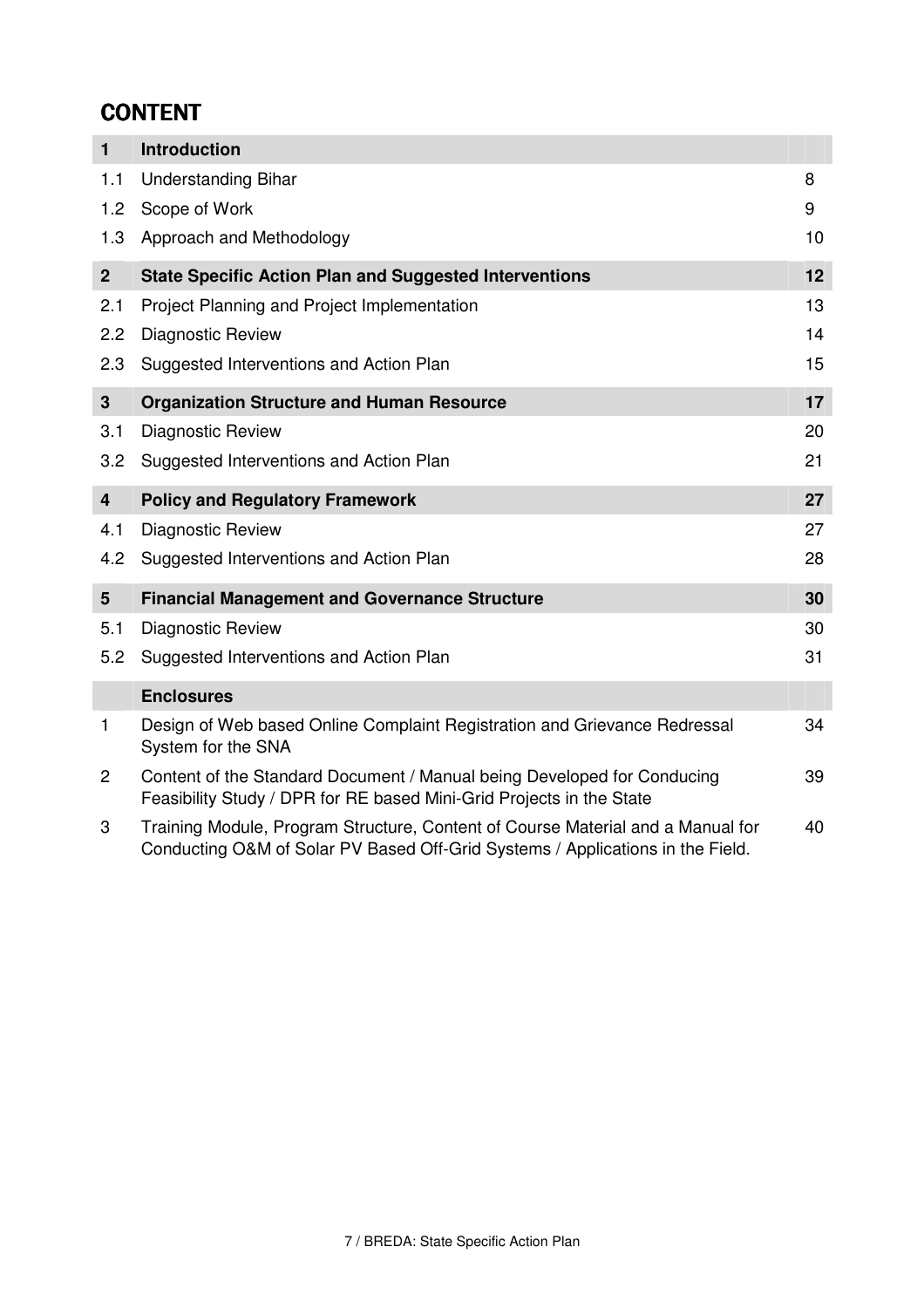# CONTENT

| | | |
|---|---|---|
| **1** | **Introduction** | |
| 1.1 | Understanding Bihar | 8 |
| 1.2 | Scope of Work | 9 |
| 1.3 | Approach and Methodology | 10 |
| **2** | **State Specific Action Plan and Suggested Interventions** | **12** |
| 2.1 | Project Planning and Project Implementation | 13 |
| 2.2 | Diagnostic Review | 14 |
| 2.3 | Suggested Interventions and Action Plan | 15 |
| **3** | **Organization Structure and Human Resource** | **17** |
| 3.1 | Diagnostic Review | 20 |
| 3.2 | Suggested Interventions and Action Plan | 21 |
| **4** | **Policy and Regulatory Framework** | **27** |
| 4.1 | Diagnostic Review | 27 |
| 4.2 | Suggested Interventions and Action Plan | 28 |
| **5** | **Financial Management and Governance Structure** | **30** |
| 5.1 | Diagnostic Review | 30 |
| 5.2 | Suggested Interventions and Action Plan | 31 |
| | **Enclosures** | |
| 1 | Design of Web based Online Complaint Registration and Grievance Redressal System for the SNA | 34 |
| 2 | Content of the Standard Document / Manual being Developed for Conducing Feasibility Study / DPR for RE based Mini-Grid Projects in the State | 39 |
| 3 | Training Module, Program Structure, Content of Course Material and a Manual for Conducting O&M of Solar PV Based Off-Grid Systems / Applications in the Field. | 40 |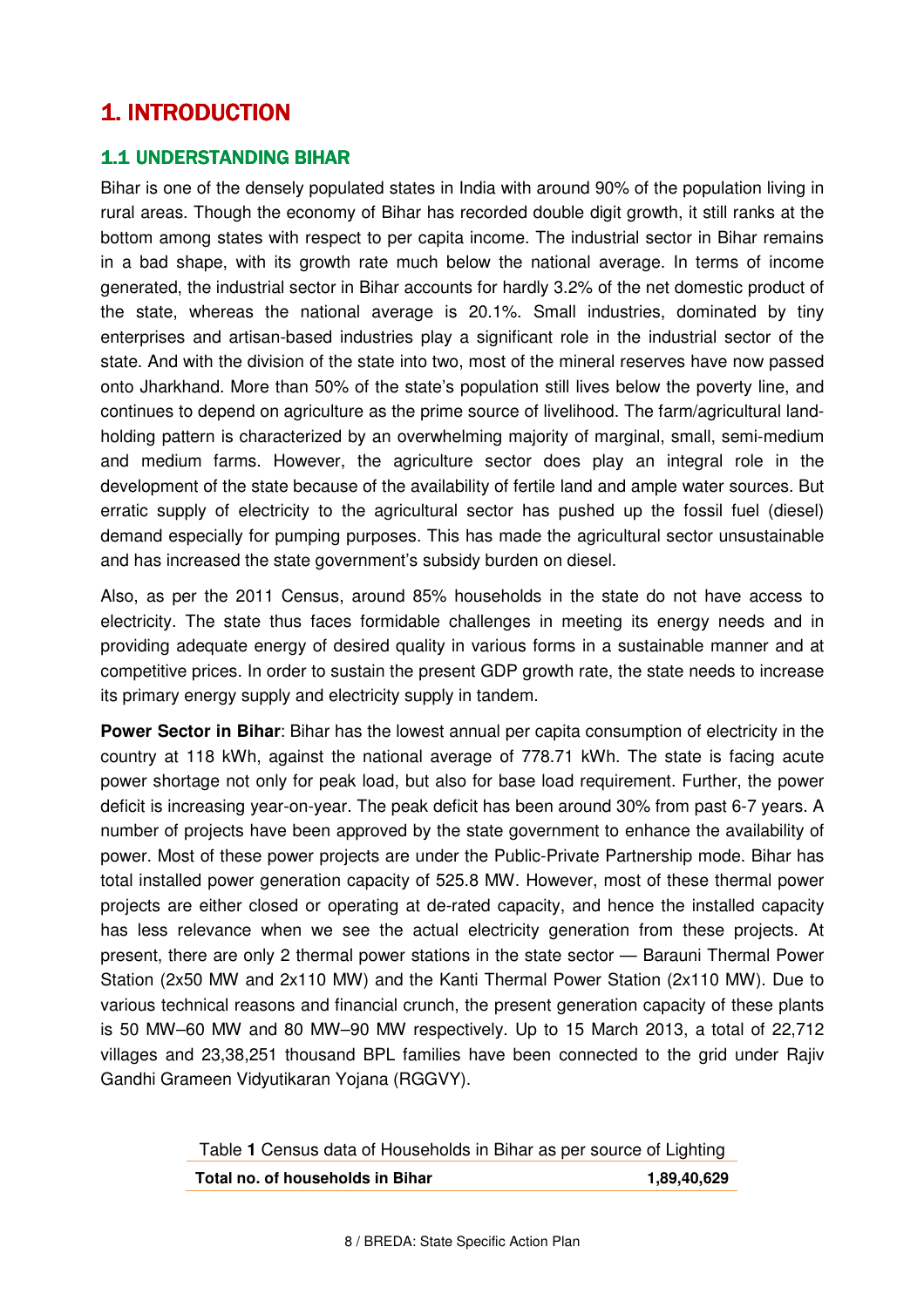# 1. INTRODUCTION

## 1.1 UNDERSTANDING BIHAR

Bihar is one of the densely populated states in India with around 90% of the population living in rural areas. Though the economy of Bihar has recorded double digit growth, it still ranks at the bottom among states with respect to per capita income. The industrial sector in Bihar remains in a bad shape, with its growth rate much below the national average. In terms of income generated, the industrial sector in Bihar accounts for hardly 3.2% of the net domestic product of the state, whereas the national average is 20.1%. Small industries, dominated by tiny enterprises and artisan-based industries play a significant role in the industrial sector of the state. And with the division of the state into two, most of the mineral reserves have now passed onto Jharkhand. More than 50% of the state's population still lives below the poverty line, and continues to depend on agriculture as the prime source of livelihood. The farm/agricultural land-holding pattern is characterized by an overwhelming majority of marginal, small, semi-medium and medium farms. However, the agriculture sector does play an integral role in the development of the state because of the availability of fertile land and ample water sources. But erratic supply of electricity to the agricultural sector has pushed up the fossil fuel (diesel) demand especially for pumping purposes. This has made the agricultural sector unsustainable and has increased the state government's subsidy burden on diesel.

Also, as per the 2011 Census, around 85% households in the state do not have access to electricity. The state thus faces formidable challenges in meeting its energy needs and in providing adequate energy of desired quality in various forms in a sustainable manner and at competitive prices. In order to sustain the present GDP growth rate, the state needs to increase its primary energy supply and electricity supply in tandem.

**Power Sector in Bihar**: Bihar has the lowest annual per capita consumption of electricity in the country at 118 kWh, against the national average of 778.71 kWh. The state is facing acute power shortage not only for peak load, but also for base load requirement. Further, the power deficit is increasing year-on-year. The peak deficit has been around 30% from past 6-7 years. A number of projects have been approved by the state government to enhance the availability of power. Most of these power projects are under the Public-Private Partnership mode. Bihar has total installed power generation capacity of 525.8 MW. However, most of these thermal power projects are either closed or operating at de-rated capacity, and hence the installed capacity has less relevance when we see the actual electricity generation from these projects. At present, there are only 2 thermal power stations in the state sector — Barauni Thermal Power Station (2x50 MW and 2x110 MW) and the Kanti Thermal Power Station (2x110 MW). Due to various technical reasons and financial crunch, the present generation capacity of these plants is 50 MW–60 MW and 80 MW–90 MW respectively. Up to 15 March 2013, a total of 22,712 villages and 23,38,251 thousand BPL families have been connected to the grid under Rajiv Gandhi Grameen Vidyutikaran Yojana (RGGVY).

Table **1** Census data of Households in Bihar as per source of Lighting

| **Total no. of households in Bihar** | **1,89,40,629** |
|---|---|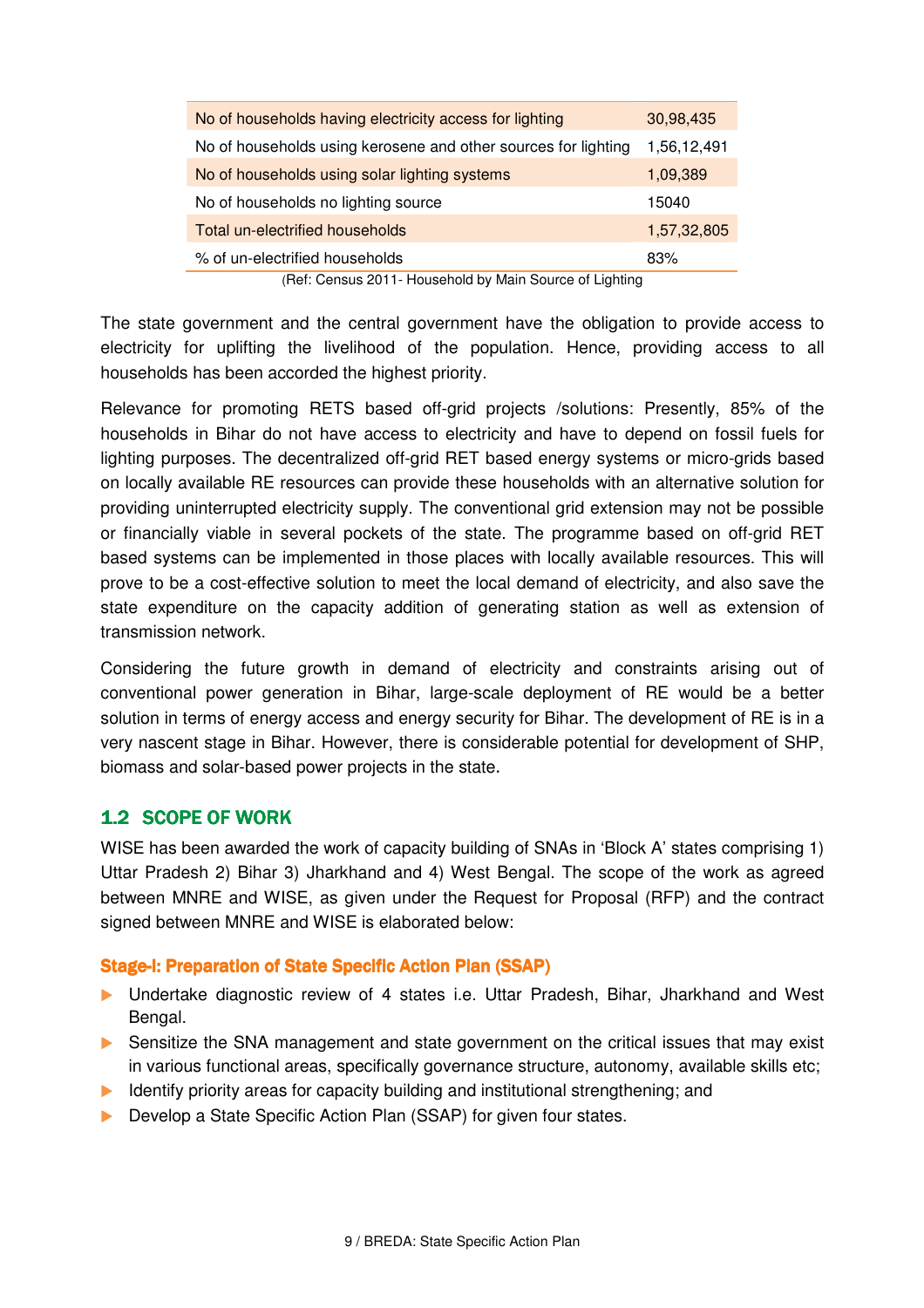| No of households having electricity access for lighting | 30,98,435 |
|---|---|
| No of households using kerosene and other sources for lighting | 1,56,12,491 |
| No of households using solar lighting systems | 1,09,389 |
| No of households no lighting source | 15040 |
| Total un-electrified households | 1,57,32,805 |
| % of un-electrified households | 83% |

(Ref: Census 2011- Household by Main Source of Lighting

The state government and the central government have the obligation to provide access to electricity for uplifting the livelihood of the population. Hence, providing access to all households has been accorded the highest priority.

Relevance for promoting RETS based off-grid projects /solutions: Presently, 85% of the households in Bihar do not have access to electricity and have to depend on fossil fuels for lighting purposes. The decentralized off-grid RET based energy systems or micro-grids based on locally available RE resources can provide these households with an alternative solution for providing uninterrupted electricity supply. The conventional grid extension may not be possible or financially viable in several pockets of the state. The programme based on off-grid RET based systems can be implemented in those places with locally available resources. This will prove to be a cost-effective solution to meet the local demand of electricity, and also save the state expenditure on the capacity addition of generating station as well as extension of transmission network.

Considering the future growth in demand of electricity and constraints arising out of conventional power generation in Bihar, large-scale deployment of RE would be a better solution in terms of energy access and energy security for Bihar. The development of RE is in a very nascent stage in Bihar. However, there is considerable potential for development of SHP, biomass and solar-based power projects in the state.

## 1.2 SCOPE OF WORK

WISE has been awarded the work of capacity building of SNAs in 'Block A' states comprising 1) Uttar Pradesh 2) Bihar 3) Jharkhand and 4) West Bengal. The scope of the work as agreed between MNRE and WISE, as given under the Request for Proposal (RFP) and the contract signed between MNRE and WISE is elaborated below:

### Stage-I: Preparation of State Specific Action Plan (SSAP)

- Undertake diagnostic review of 4 states i.e. Uttar Pradesh, Bihar, Jharkhand and West Bengal.
- Sensitize the SNA management and state government on the critical issues that may exist in various functional areas, specifically governance structure, autonomy, available skills etc;
- Identify priority areas for capacity building and institutional strengthening; and
- Develop a State Specific Action Plan (SSAP) for given four states.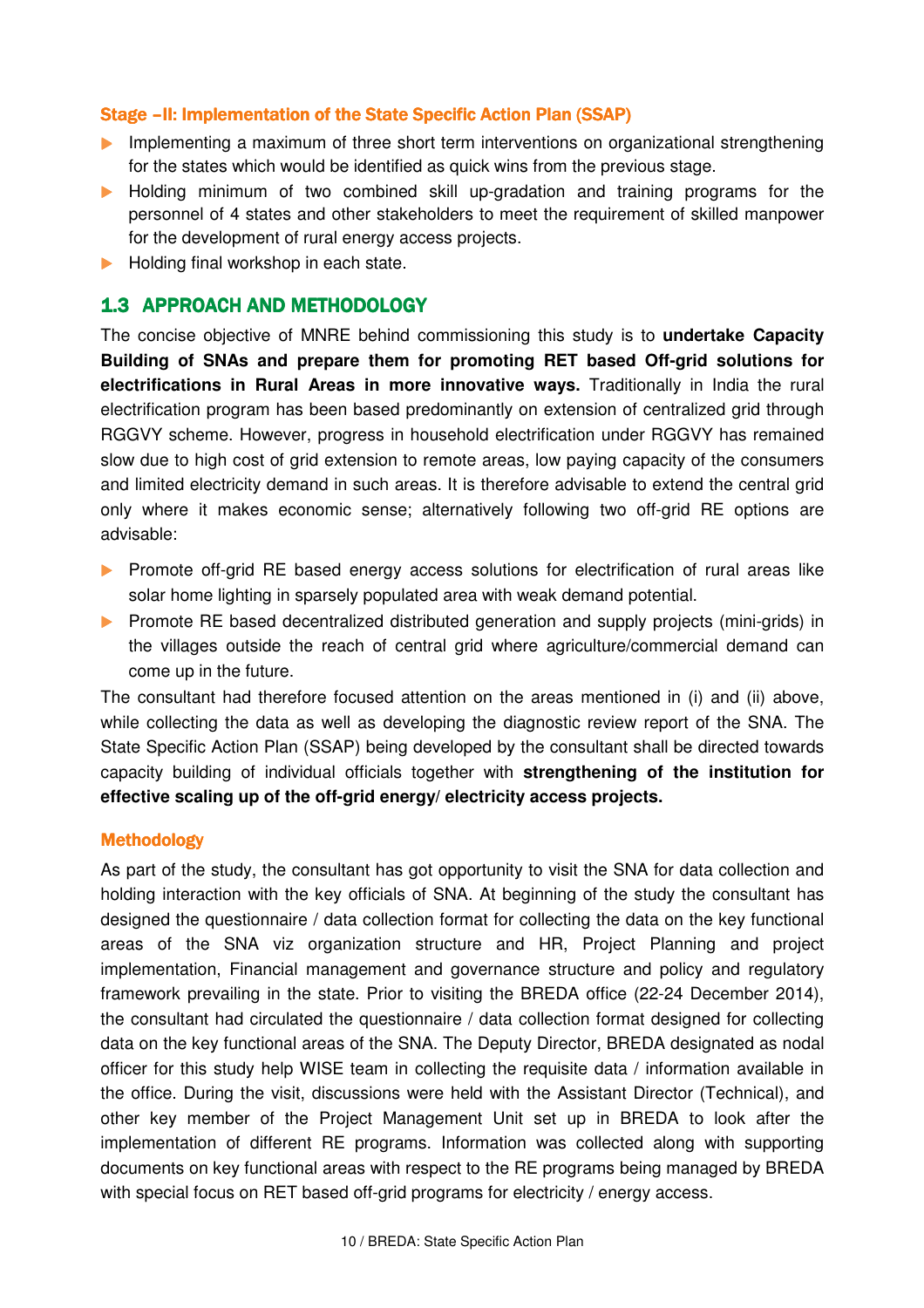#### Stage –II: Implementation of the State Specific Action Plan (SSAP)

- Implementing a maximum of three short term interventions on organizational strengthening for the states which would be identified as quick wins from the previous stage.
- Holding minimum of two combined skill up-gradation and training programs for the personnel of 4 states and other stakeholders to meet the requirement of skilled manpower for the development of rural energy access projects.
- Holding final workshop in each state.

## 1.3 APPROACH AND METHODOLOGY

The concise objective of MNRE behind commissioning this study is to **undertake Capacity Building of SNAs and prepare them for promoting RET based Off-grid solutions for electrifications in Rural Areas in more innovative ways.** Traditionally in India the rural electrification program has been based predominantly on extension of centralized grid through RGGVY scheme. However, progress in household electrification under RGGVY has remained slow due to high cost of grid extension to remote areas, low paying capacity of the consumers and limited electricity demand in such areas. It is therefore advisable to extend the central grid only where it makes economic sense; alternatively following two off-grid RE options are advisable:

- Promote off-grid RE based energy access solutions for electrification of rural areas like solar home lighting in sparsely populated area with weak demand potential.
- Promote RE based decentralized distributed generation and supply projects (mini-grids) in the villages outside the reach of central grid where agriculture/commercial demand can come up in the future.

The consultant had therefore focused attention on the areas mentioned in (i) and (ii) above, while collecting the data as well as developing the diagnostic review report of the SNA. The State Specific Action Plan (SSAP) being developed by the consultant shall be directed towards capacity building of individual officials together with **strengthening of the institution for effective scaling up of the off-grid energy/ electricity access projects.**

#### Methodology

As part of the study, the consultant has got opportunity to visit the SNA for data collection and holding interaction with the key officials of SNA. At beginning of the study the consultant has designed the questionnaire / data collection format for collecting the data on the key functional areas of the SNA viz organization structure and HR, Project Planning and project implementation, Financial management and governance structure and policy and regulatory framework prevailing in the state. Prior to visiting the BREDA office (22-24 December 2014), the consultant had circulated the questionnaire / data collection format designed for collecting data on the key functional areas of the SNA. The Deputy Director, BREDA designated as nodal officer for this study help WISE team in collecting the requisite data / information available in the office. During the visit, discussions were held with the Assistant Director (Technical), and other key member of the Project Management Unit set up in BREDA to look after the implementation of different RE programs. Information was collected along with supporting documents on key functional areas with respect to the RE programs being managed by BREDA with special focus on RET based off-grid programs for electricity / energy access.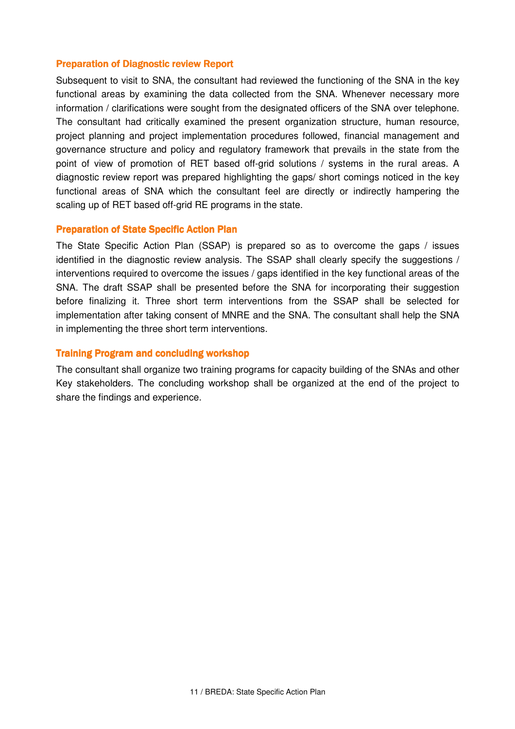### Preparation of Diagnostic review Report

Subsequent to visit to SNA, the consultant had reviewed the functioning of the SNA in the key functional areas by examining the data collected from the SNA. Whenever necessary more information / clarifications were sought from the designated officers of the SNA over telephone. The consultant had critically examined the present organization structure, human resource, project planning and project implementation procedures followed, financial management and governance structure and policy and regulatory framework that prevails in the state from the point of view of promotion of RET based off-grid solutions / systems in the rural areas. A diagnostic review report was prepared highlighting the gaps/ short comings noticed in the key functional areas of SNA which the consultant feel are directly or indirectly hampering the scaling up of RET based off-grid RE programs in the state.

### Preparation of State Specific Action Plan

The State Specific Action Plan (SSAP) is prepared so as to overcome the gaps / issues identified in the diagnostic review analysis. The SSAP shall clearly specify the suggestions / interventions required to overcome the issues / gaps identified in the key functional areas of the SNA. The draft SSAP shall be presented before the SNA for incorporating their suggestion before finalizing it. Three short term interventions from the SSAP shall be selected for implementation after taking consent of MNRE and the SNA. The consultant shall help the SNA in implementing the three short term interventions.

### Training Program and concluding workshop

The consultant shall organize two training programs for capacity building of the SNAs and other Key stakeholders. The concluding workshop shall be organized at the end of the project to share the findings and experience.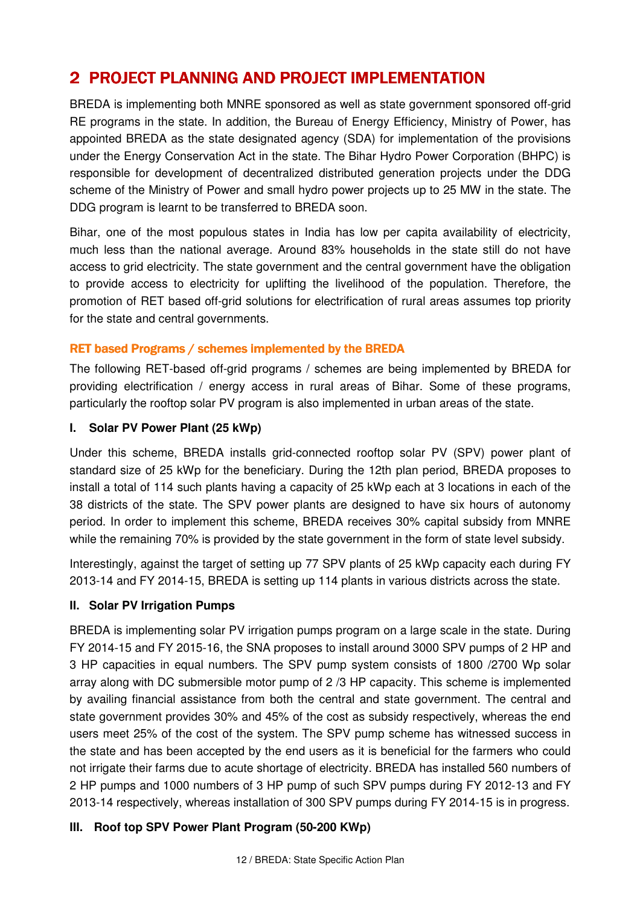# 2 PROJECT PLANNING AND PROJECT IMPLEMENTATION

BREDA is implementing both MNRE sponsored as well as state government sponsored off-grid RE programs in the state. In addition, the Bureau of Energy Efficiency, Ministry of Power, has appointed BREDA as the state designated agency (SDA) for implementation of the provisions under the Energy Conservation Act in the state. The Bihar Hydro Power Corporation (BHPC) is responsible for development of decentralized distributed generation projects under the DDG scheme of the Ministry of Power and small hydro power projects up to 25 MW in the state. The DDG program is learnt to be transferred to BREDA soon.

Bihar, one of the most populous states in India has low per capita availability of electricity, much less than the national average. Around 83% households in the state still do not have access to grid electricity. The state government and the central government have the obligation to provide access to electricity for uplifting the livelihood of the population. Therefore, the promotion of RET based off-grid solutions for electrification of rural areas assumes top priority for the state and central governments.

### RET based Programs / schemes implemented by the BREDA

The following RET-based off-grid programs / schemes are being implemented by BREDA for providing electrification / energy access in rural areas of Bihar. Some of these programs, particularly the rooftop solar PV program is also implemented in urban areas of the state.

**I. Solar PV Power Plant (25 kWp)**

Under this scheme, BREDA installs grid-connected rooftop solar PV (SPV) power plant of standard size of 25 kWp for the beneficiary. During the 12th plan period, BREDA proposes to install a total of 114 such plants having a capacity of 25 kWp each at 3 locations in each of the 38 districts of the state. The SPV power plants are designed to have six hours of autonomy period. In order to implement this scheme, BREDA receives 30% capital subsidy from MNRE while the remaining 70% is provided by the state government in the form of state level subsidy.

Interestingly, against the target of setting up 77 SPV plants of 25 kWp capacity each during FY 2013-14 and FY 2014-15, BREDA is setting up 114 plants in various districts across the state.

**II. Solar PV Irrigation Pumps**

BREDA is implementing solar PV irrigation pumps program on a large scale in the state. During FY 2014-15 and FY 2015-16, the SNA proposes to install around 3000 SPV pumps of 2 HP and 3 HP capacities in equal numbers. The SPV pump system consists of 1800 /2700 Wp solar array along with DC submersible motor pump of 2 /3 HP capacity. This scheme is implemented by availing financial assistance from both the central and state government. The central and state government provides 30% and 45% of the cost as subsidy respectively, whereas the end users meet 25% of the cost of the system. The SPV pump scheme has witnessed success in the state and has been accepted by the end users as it is beneficial for the farmers who could not irrigate their farms due to acute shortage of electricity. BREDA has installed 560 numbers of 2 HP pumps and 1000 numbers of 3 HP pump of such SPV pumps during FY 2012-13 and FY 2013-14 respectively, whereas installation of 300 SPV pumps during FY 2014-15 is in progress.

**III. Roof top SPV Power Plant Program (50-200 KWp)**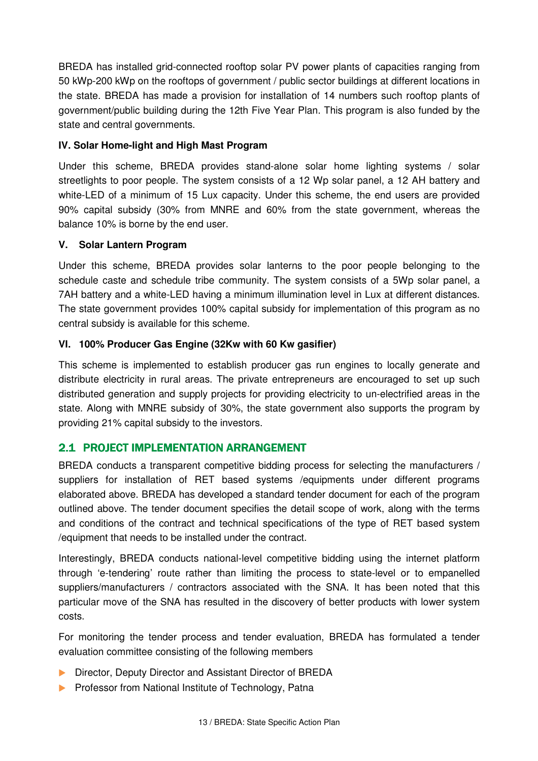BREDA has installed grid-connected rooftop solar PV power plants of capacities ranging from 50 kWp-200 kWp on the rooftops of government / public sector buildings at different locations in the state. BREDA has made a provision for installation of 14 numbers such rooftop plants of government/public building during the 12th Five Year Plan. This program is also funded by the state and central governments.

**IV. Solar Home-light and High Mast Program**

Under this scheme, BREDA provides stand-alone solar home lighting systems / solar streetlights to poor people. The system consists of a 12 Wp solar panel, a 12 AH battery and white-LED of a minimum of 15 Lux capacity. Under this scheme, the end users are provided 90% capital subsidy (30% from MNRE and 60% from the state government, whereas the balance 10% is borne by the end user.

**V. Solar Lantern Program**

Under this scheme, BREDA provides solar lanterns to the poor people belonging to the schedule caste and schedule tribe community. The system consists of a 5Wp solar panel, a 7AH battery and a white-LED having a minimum illumination level in Lux at different distances. The state government provides 100% capital subsidy for implementation of this program as no central subsidy is available for this scheme.

**VI. 100% Producer Gas Engine (32Kw with 60 Kw gasifier)**

This scheme is implemented to establish producer gas run engines to locally generate and distribute electricity in rural areas. The private entrepreneurs are encouraged to set up such distributed generation and supply projects for providing electricity to un-electrified areas in the state. Along with MNRE subsidy of 30%, the state government also supports the program by providing 21% capital subsidy to the investors.

## 2.1 PROJECT IMPLEMENTATION ARRANGEMENT

BREDA conducts a transparent competitive bidding process for selecting the manufacturers / suppliers for installation of RET based systems /equipments under different programs elaborated above. BREDA has developed a standard tender document for each of the program outlined above. The tender document specifies the detail scope of work, along with the terms and conditions of the contract and technical specifications of the type of RET based system /equipment that needs to be installed under the contract.

Interestingly, BREDA conducts national-level competitive bidding using the internet platform through 'e-tendering' route rather than limiting the process to state-level or to empanelled suppliers/manufacturers / contractors associated with the SNA. It has been noted that this particular move of the SNA has resulted in the discovery of better products with lower system costs.

For monitoring the tender process and tender evaluation, BREDA has formulated a tender evaluation committee consisting of the following members

- Director, Deputy Director and Assistant Director of BREDA
- Professor from National Institute of Technology, Patna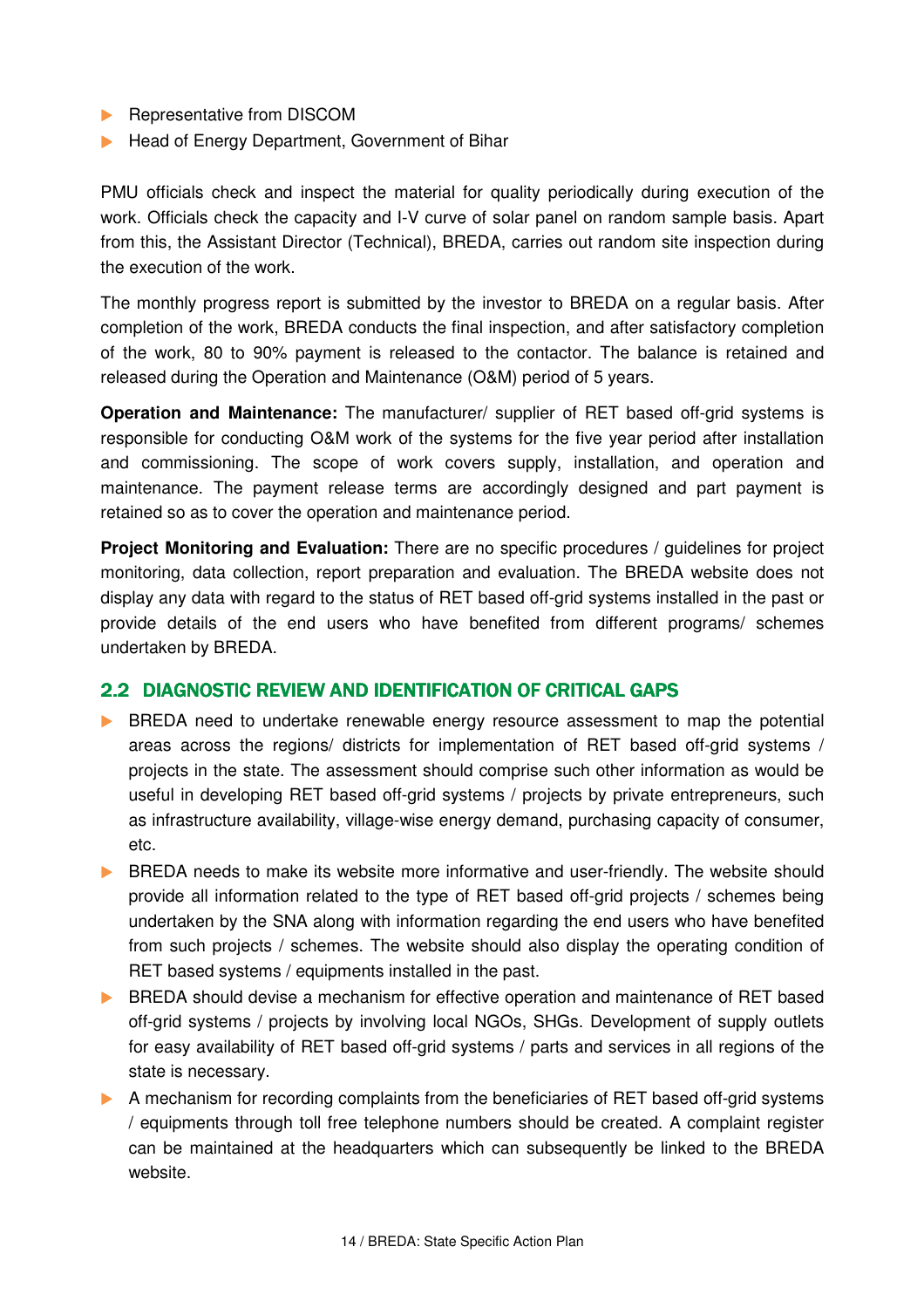- Representative from DISCOM
- Head of Energy Department, Government of Bihar

PMU officials check and inspect the material for quality periodically during execution of the work. Officials check the capacity and I-V curve of solar panel on random sample basis. Apart from this, the Assistant Director (Technical), BREDA, carries out random site inspection during the execution of the work.

The monthly progress report is submitted by the investor to BREDA on a regular basis. After completion of the work, BREDA conducts the final inspection, and after satisfactory completion of the work, 80 to 90% payment is released to the contactor. The balance is retained and released during the Operation and Maintenance (O&M) period of 5 years.

**Operation and Maintenance:** The manufacturer/ supplier of RET based off-grid systems is responsible for conducting O&M work of the systems for the five year period after installation and commissioning. The scope of work covers supply, installation, and operation and maintenance. The payment release terms are accordingly designed and part payment is retained so as to cover the operation and maintenance period.

**Project Monitoring and Evaluation:** There are no specific procedures / guidelines for project monitoring, data collection, report preparation and evaluation. The BREDA website does not display any data with regard to the status of RET based off-grid systems installed in the past or provide details of the end users who have benefited from different programs/ schemes undertaken by BREDA.

## 2.2 DIAGNOSTIC REVIEW AND IDENTIFICATION OF CRITICAL GAPS

- BREDA need to undertake renewable energy resource assessment to map the potential areas across the regions/ districts for implementation of RET based off-grid systems / projects in the state. The assessment should comprise such other information as would be useful in developing RET based off-grid systems / projects by private entrepreneurs, such as infrastructure availability, village-wise energy demand, purchasing capacity of consumer, etc.
- BREDA needs to make its website more informative and user-friendly. The website should provide all information related to the type of RET based off-grid projects / schemes being undertaken by the SNA along with information regarding the end users who have benefited from such projects / schemes. The website should also display the operating condition of RET based systems / equipments installed in the past.
- BREDA should devise a mechanism for effective operation and maintenance of RET based off-grid systems / projects by involving local NGOs, SHGs. Development of supply outlets for easy availability of RET based off-grid systems / parts and services in all regions of the state is necessary.
- A mechanism for recording complaints from the beneficiaries of RET based off-grid systems / equipments through toll free telephone numbers should be created. A complaint register can be maintained at the headquarters which can subsequently be linked to the BREDA website.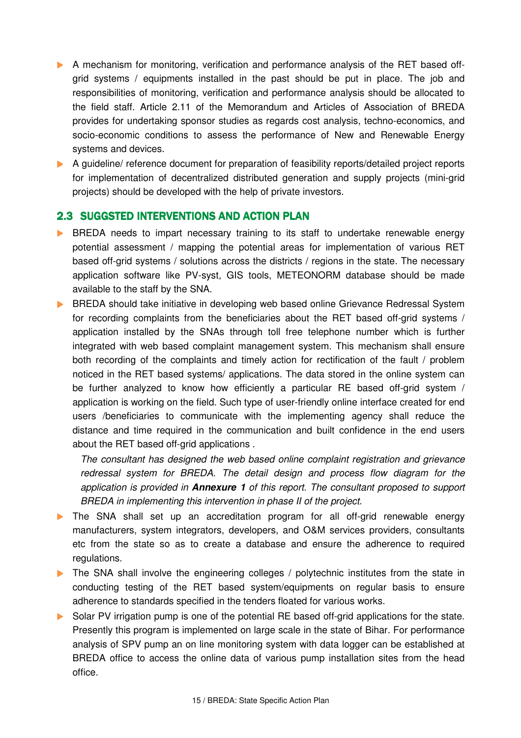- A mechanism for monitoring, verification and performance analysis of the RET based off-grid systems / equipments installed in the past should be put in place. The job and responsibilities of monitoring, verification and performance analysis should be allocated to the field staff. Article 2.11 of the Memorandum and Articles of Association of BREDA provides for undertaking sponsor studies as regards cost analysis, techno-economics, and socio-economic conditions to assess the performance of New and Renewable Energy systems and devices.
- A guideline/ reference document for preparation of feasibility reports/detailed project reports for implementation of decentralized distributed generation and supply projects (mini-grid projects) should be developed with the help of private investors.

## 2.3 SUGGSTED INTERVENTIONS AND ACTION PLAN

- BREDA needs to impart necessary training to its staff to undertake renewable energy potential assessment / mapping the potential areas for implementation of various RET based off-grid systems / solutions across the districts / regions in the state. The necessary application software like PV-syst, GIS tools, METEONORM database should be made available to the staff by the SNA.
- BREDA should take initiative in developing web based online Grievance Redressal System for recording complaints from the beneficiaries about the RET based off-grid systems / application installed by the SNAs through toll free telephone number which is further integrated with web based complaint management system. This mechanism shall ensure both recording of the complaints and timely action for rectification of the fault / problem noticed in the RET based systems/ applications. The data stored in the online system can be further analyzed to know how efficiently a particular RE based off-grid system / application is working on the field. Such type of user-friendly online interface created for end users /beneficiaries to communicate with the implementing agency shall reduce the distance and time required in the communication and built confidence in the end users about the RET based off-grid applications .

  *The consultant has designed the web based online complaint registration and grievance redressal system for BREDA. The detail design and process flow diagram for the application is provided in* ***Annexure 1*** *of this report. The consultant proposed to support BREDA in implementing this intervention in phase II of the project.*

- The SNA shall set up an accreditation program for all off-grid renewable energy manufacturers, system integrators, developers, and O&M services providers, consultants etc from the state so as to create a database and ensure the adherence to required regulations.
- The SNA shall involve the engineering colleges / polytechnic institutes from the state in conducting testing of the RET based system/equipments on regular basis to ensure adherence to standards specified in the tenders floated for various works.
- Solar PV irrigation pump is one of the potential RE based off-grid applications for the state. Presently this program is implemented on large scale in the state of Bihar. For performance analysis of SPV pump an on line monitoring system with data logger can be established at BREDA office to access the online data of various pump installation sites from the head office.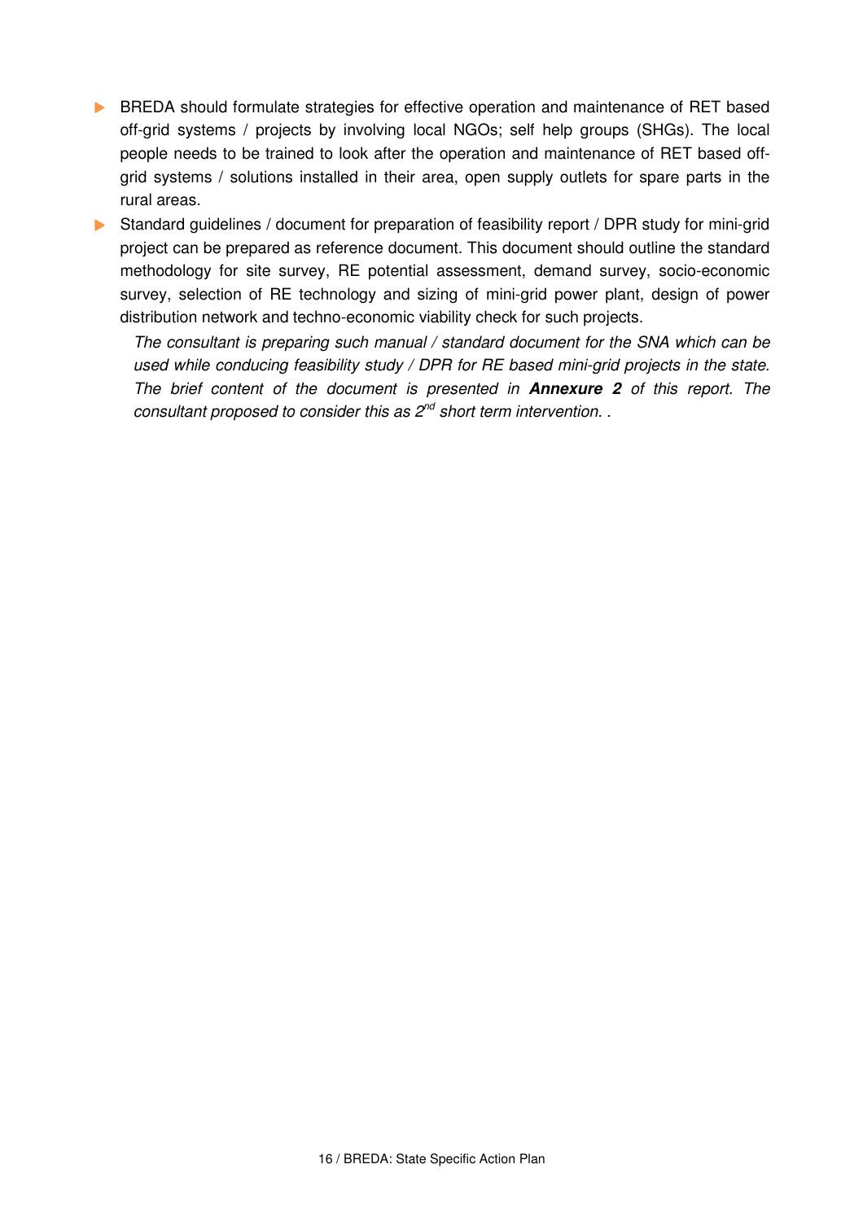- BREDA should formulate strategies for effective operation and maintenance of RET based off-grid systems / projects by involving local NGOs; self help groups (SHGs). The local people needs to be trained to look after the operation and maintenance of RET based off-grid systems / solutions installed in their area, open supply outlets for spare parts in the rural areas.
- Standard guidelines / document for preparation of feasibility report / DPR study for mini-grid project can be prepared as reference document. This document should outline the standard methodology for site survey, RE potential assessment, demand survey, socio-economic survey, selection of RE technology and sizing of mini-grid power plant, design of power distribution network and techno-economic viability check for such projects.

  *The consultant is preparing such manual / standard document for the SNA which can be used while conducing feasibility study / DPR for RE based mini-grid projects in the state. The brief content of the document is presented in **Annexure 2** of this report. The consultant proposed to consider this as 2nd short term intervention. .*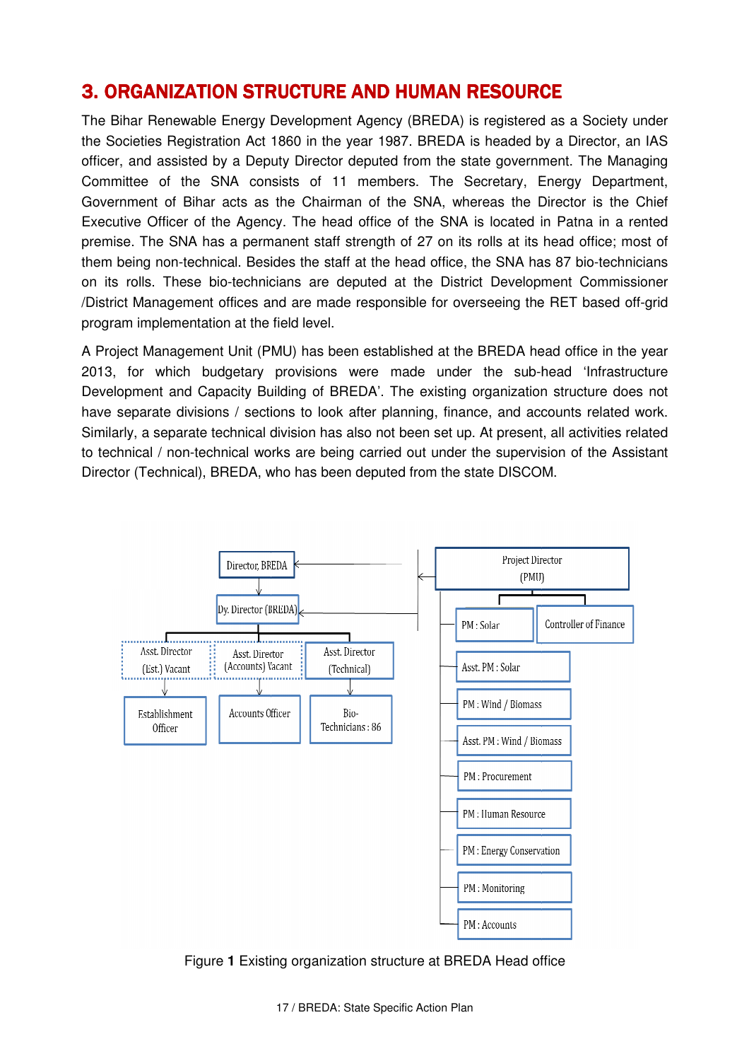# 3. ORGANIZATION STRUCTURE AND HUMAN RESOURCE

The Bihar Renewable Energy Development Agency (BREDA) is registered as a Society under the Societies Registration Act 1860 in the year 1987. BREDA is headed by a Director, an IAS officer, and assisted by a Deputy Director deputed from the state government. The Managing Committee of the SNA consists of 11 members. The Secretary, Energy Department, Government of Bihar acts as the Chairman of the SNA, whereas the Director is the Chief Executive Officer of the Agency. The head office of the SNA is located in Patna in a rented premise. The SNA has a permanent staff strength of 27 on its rolls at its head office; most of them being non-technical. Besides the staff at the head office, the SNA has 87 bio-technicians on its rolls. These bio-technicians are deputed at the District Development Commissioner /District Management offices and are made responsible for overseeing the RET based off-grid program implementation at the field level.

A Project Management Unit (PMU) has been established at the BREDA head office in the year 2013, for which budgetary provisions were made under the sub-head 'Infrastructure Development and Capacity Building of BREDA'. The existing organization structure does not have separate divisions / sections to look after planning, finance, and accounts related work. Similarly, a separate technical division has also not been set up. At present, all activities related to technical / non-technical works are being carried out under the supervision of the Assistant Director (Technical), BREDA, who has been deputed from the state DISCOM.

Director, BREDA
Dy. Director (BREDA)
Asst. Director (Est.) Vacant
Asst. Director (Accounts) Vacant
Asst. Director (Technical)
Establishment Officer
Accounts Officer
Bio-Technicians : 86

Project Director (PMU)
PM : Solar
Controller of Finance
Asst. PM : Solar
PM : Wind / Biomass
Asst. PM : Wind / Biomass
PM : Procurement
PM : Human Resource
PM : Energy Conservation
PM : Monitoring
PM : Accounts

Figure **1** Existing organization structure at BREDA Head office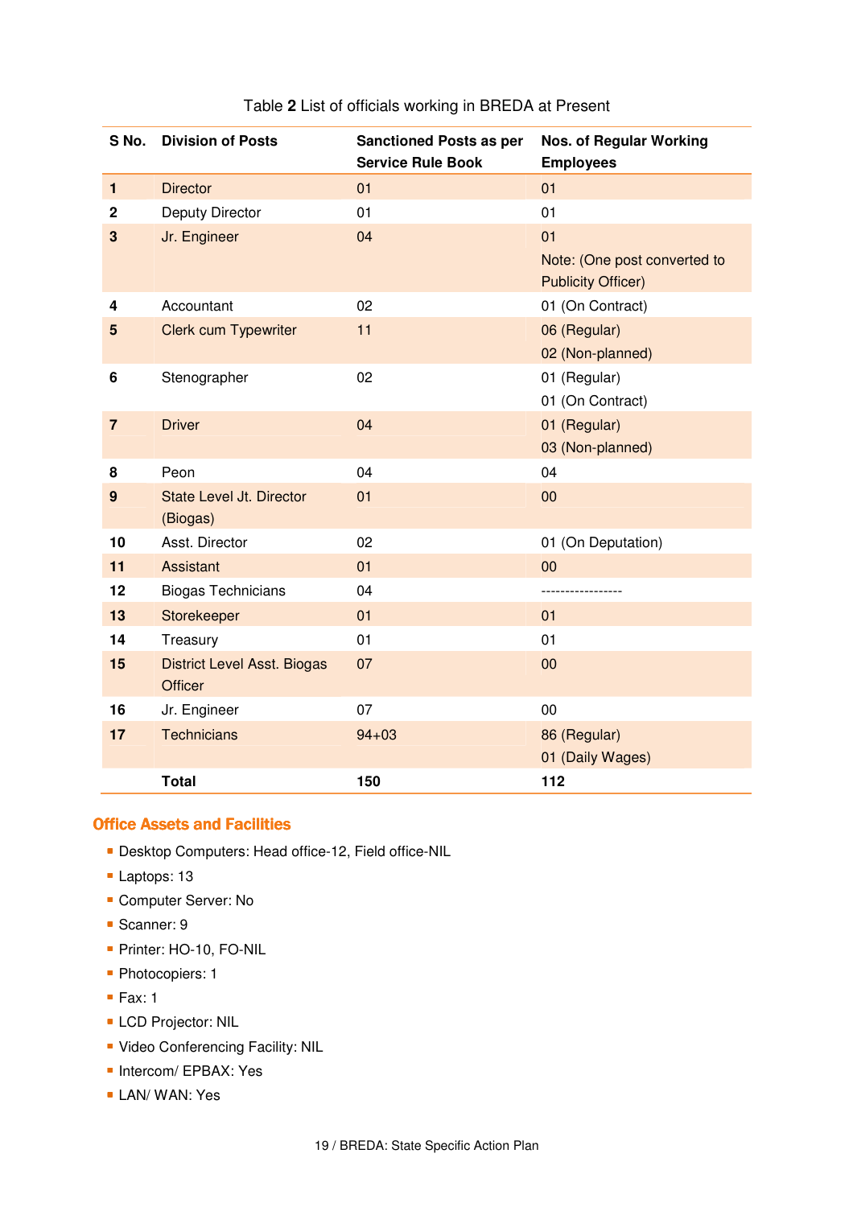Table **2** List of officials working in BREDA at Present

| S No. | Division of Posts | Sanctioned Posts as per Service Rule Book | Nos. of Regular Working Employees |
|---|---|---|---|
| **1** | Director | 01 | 01 |
| **2** | Deputy Director | 01 | 01 |
| **3** | Jr. Engineer | 04 | 01 Note: (One post converted to Publicity Officer) |
| **4** | Accountant | 02 | 01 (On Contract) |
| **5** | Clerk cum Typewriter | 11 | 06 (Regular) 02 (Non-planned) |
| **6** | Stenographer | 02 | 01 (Regular) 01 (On Contract) |
| **7** | Driver | 04 | 01 (Regular) 03 (Non-planned) |
| **8** | Peon | 04 | 04 |
| **9** | State Level Jt. Director (Biogas) | 01 | 00 |
| **10** | Asst. Director | 02 | 01 (On Deputation) |
| **11** | Assistant | 01 | 00 |
| **12** | Biogas Technicians | 04 | ----------------- |
| **13** | Storekeeper | 01 | 01 |
| **14** | Treasury | 01 | 01 |
| **15** | District Level Asst. Biogas Officer | 07 | 00 |
| **16** | Jr. Engineer | 07 | 00 |
| **17** | Technicians | 94+03 | 86 (Regular) 01 (Daily Wages) |
| | **Total** | **150** | **112** |

## Office Assets and Facilities

- Desktop Computers: Head office-12, Field office-NIL
- Laptops: 13
- Computer Server: No
- Scanner: 9
- Printer: HO-10, FO-NIL
- Photocopiers: 1
- Fax: 1
- LCD Projector: NIL
- Video Conferencing Facility: NIL
- Intercom/ EPBAX: Yes
- LAN/ WAN: Yes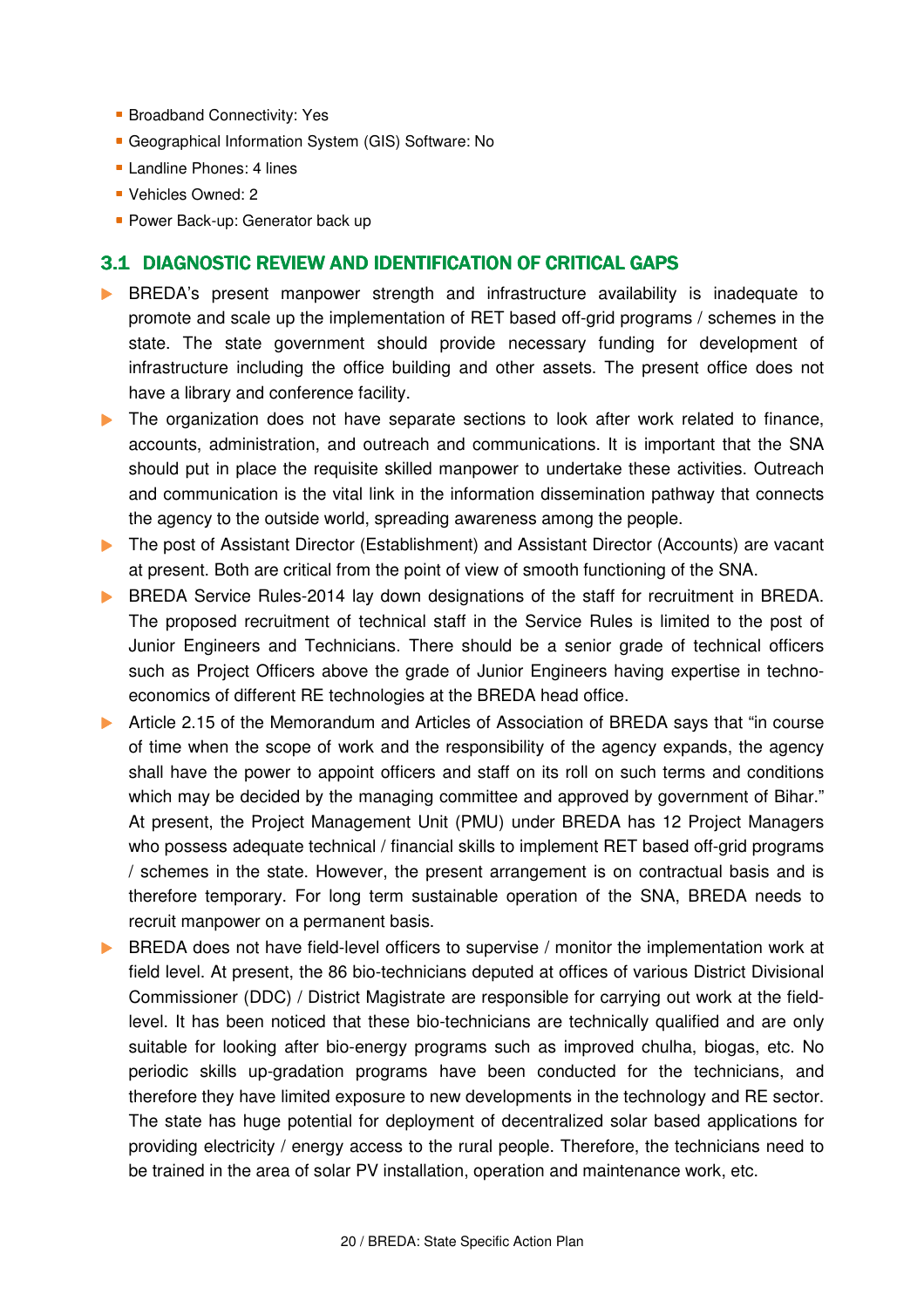- Broadband Connectivity: Yes
- Geographical Information System (GIS) Software: No
- Landline Phones: 4 lines
- Vehicles Owned: 2
- Power Back-up: Generator back up

## 3.1 DIAGNOSTIC REVIEW AND IDENTIFICATION OF CRITICAL GAPS

- BREDA's present manpower strength and infrastructure availability is inadequate to promote and scale up the implementation of RET based off-grid programs / schemes in the state. The state government should provide necessary funding for development of infrastructure including the office building and other assets. The present office does not have a library and conference facility.
- The organization does not have separate sections to look after work related to finance, accounts, administration, and outreach and communications. It is important that the SNA should put in place the requisite skilled manpower to undertake these activities. Outreach and communication is the vital link in the information dissemination pathway that connects the agency to the outside world, spreading awareness among the people.
- The post of Assistant Director (Establishment) and Assistant Director (Accounts) are vacant at present. Both are critical from the point of view of smooth functioning of the SNA.
- BREDA Service Rules-2014 lay down designations of the staff for recruitment in BREDA. The proposed recruitment of technical staff in the Service Rules is limited to the post of Junior Engineers and Technicians. There should be a senior grade of technical officers such as Project Officers above the grade of Junior Engineers having expertise in techno-economics of different RE technologies at the BREDA head office.
- Article 2.15 of the Memorandum and Articles of Association of BREDA says that "in course of time when the scope of work and the responsibility of the agency expands, the agency shall have the power to appoint officers and staff on its roll on such terms and conditions which may be decided by the managing committee and approved by government of Bihar." At present, the Project Management Unit (PMU) under BREDA has 12 Project Managers who possess adequate technical / financial skills to implement RET based off-grid programs / schemes in the state. However, the present arrangement is on contractual basis and is therefore temporary. For long term sustainable operation of the SNA, BREDA needs to recruit manpower on a permanent basis.
- BREDA does not have field-level officers to supervise / monitor the implementation work at field level. At present, the 86 bio-technicians deputed at offices of various District Divisional Commissioner (DDC) / District Magistrate are responsible for carrying out work at the field-level. It has been noticed that these bio-technicians are technically qualified and are only suitable for looking after bio-energy programs such as improved chulha, biogas, etc. No periodic skills up-gradation programs have been conducted for the technicians, and therefore they have limited exposure to new developments in the technology and RE sector. The state has huge potential for deployment of decentralized solar based applications for providing electricity / energy access to the rural people. Therefore, the technicians need to be trained in the area of solar PV installation, operation and maintenance work, etc.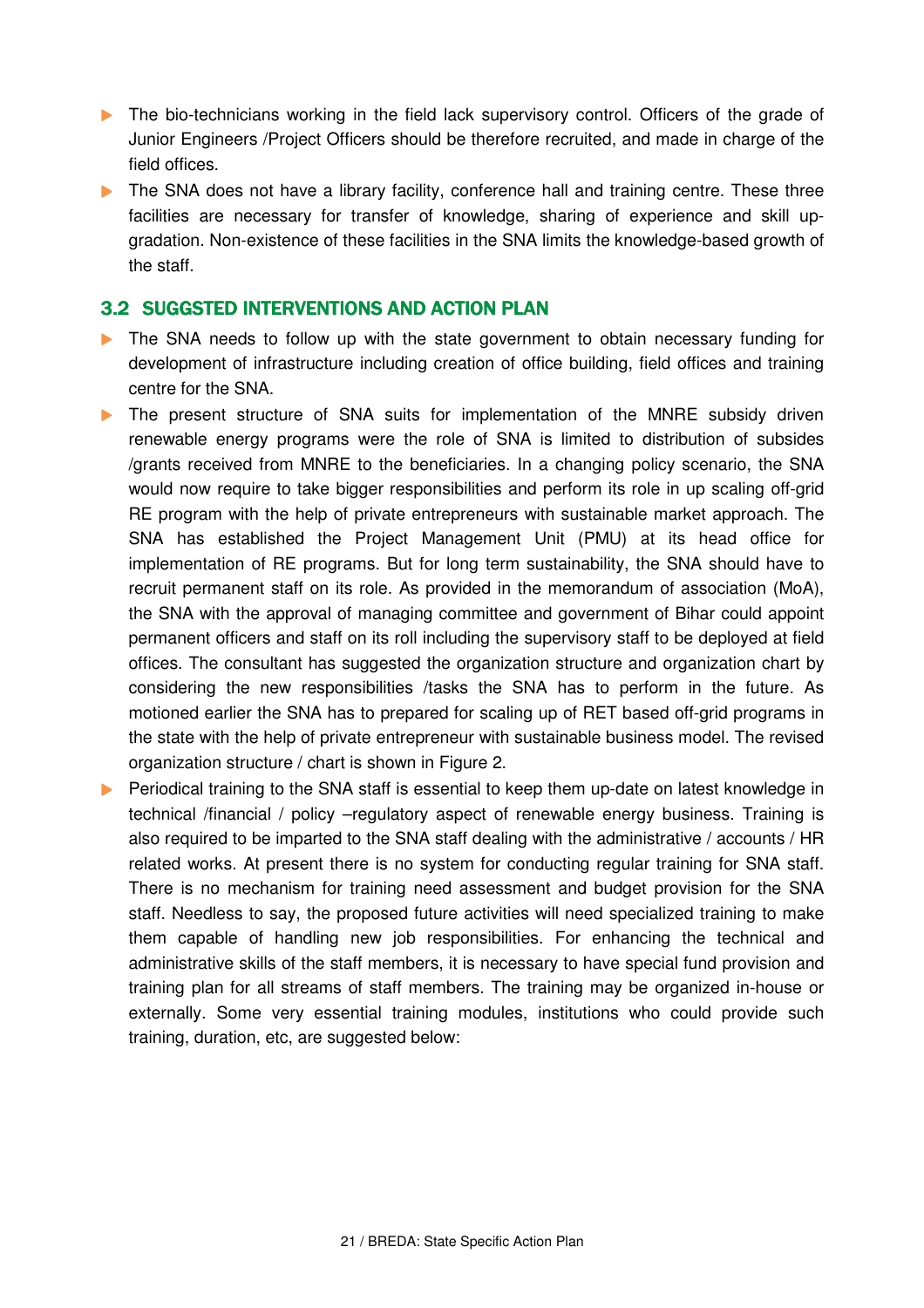- The bio-technicians working in the field lack supervisory control. Officers of the grade of Junior Engineers /Project Officers should be therefore recruited, and made in charge of the field offices.
- The SNA does not have a library facility, conference hall and training centre. These three facilities are necessary for transfer of knowledge, sharing of experience and skill up-gradation. Non-existence of these facilities in the SNA limits the knowledge-based growth of the staff.

## 3.2 SUGGSTED INTERVENTIONS AND ACTION PLAN

- The SNA needs to follow up with the state government to obtain necessary funding for development of infrastructure including creation of office building, field offices and training centre for the SNA.
- The present structure of SNA suits for implementation of the MNRE subsidy driven renewable energy programs were the role of SNA is limited to distribution of subsides /grants received from MNRE to the beneficiaries. In a changing policy scenario, the SNA would now require to take bigger responsibilities and perform its role in up scaling off-grid RE program with the help of private entrepreneurs with sustainable market approach. The SNA has established the Project Management Unit (PMU) at its head office for implementation of RE programs. But for long term sustainability, the SNA should have to recruit permanent staff on its role. As provided in the memorandum of association (MoA), the SNA with the approval of managing committee and government of Bihar could appoint permanent officers and staff on its roll including the supervisory staff to be deployed at field offices. The consultant has suggested the organization structure and organization chart by considering the new responsibilities /tasks the SNA has to perform in the future. As motioned earlier the SNA has to prepared for scaling up of RET based off-grid programs in the state with the help of private entrepreneur with sustainable business model. The revised organization structure / chart is shown in Figure 2.
- Periodical training to the SNA staff is essential to keep them up-date on latest knowledge in technical /financial / policy –regulatory aspect of renewable energy business. Training is also required to be imparted to the SNA staff dealing with the administrative / accounts / HR related works. At present there is no system for conducting regular training for SNA staff. There is no mechanism for training need assessment and budget provision for the SNA staff. Needless to say, the proposed future activities will need specialized training to make them capable of handling new job responsibilities. For enhancing the technical and administrative skills of the staff members, it is necessary to have special fund provision and training plan for all streams of staff members. The training may be organized in-house or externally. Some very essential training modules, institutions who could provide such training, duration, etc, are suggested below: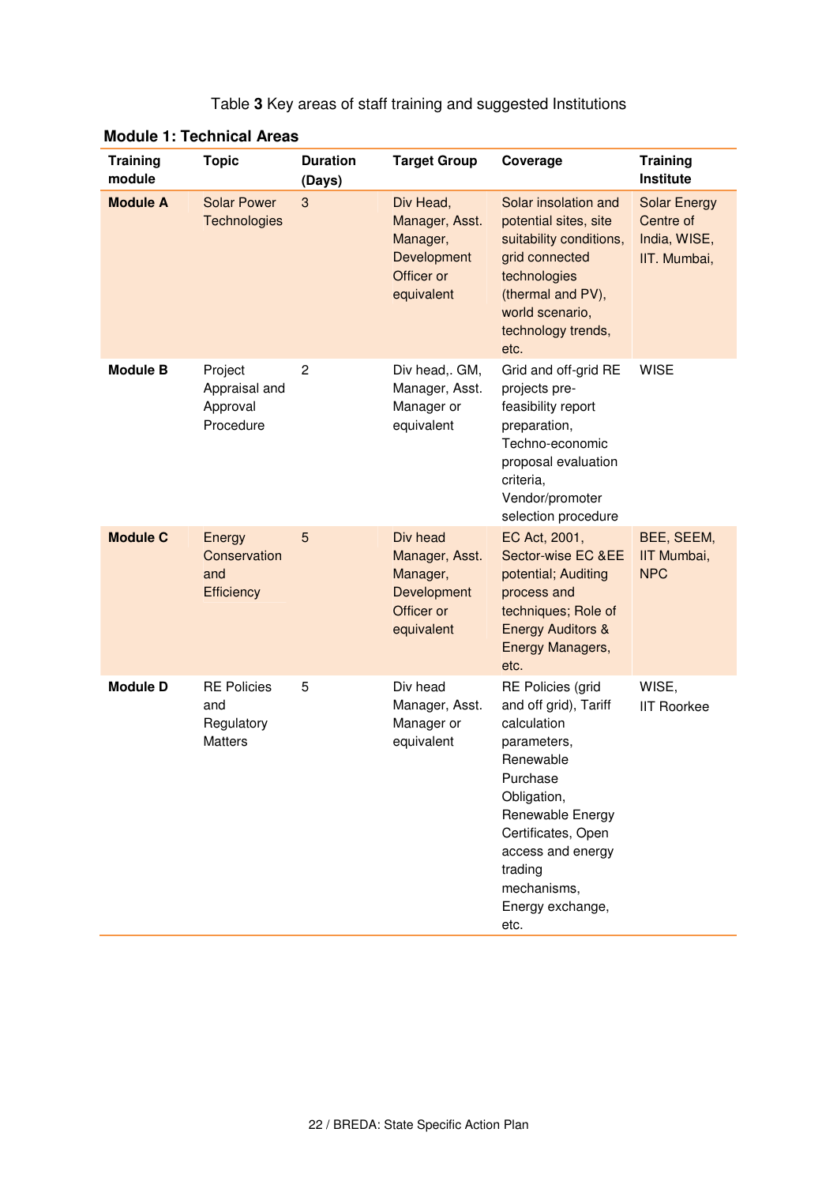Table **3** Key areas of staff training and suggested Institutions

### Module 1: Technical Areas

| Training module | Topic | Duration (Days) | Target Group | Coverage | Training Institute |
|---|---|---|---|---|---|
| **Module A** | Solar Power Technologies | 3 | Div Head, Manager, Asst. Manager, Development Officer or equivalent | Solar insolation and potential sites, site suitability conditions, grid connected technologies (thermal and PV), world scenario, technology trends, etc. | Solar Energy Centre of India, WISE, IIT. Mumbai, |
| **Module B** | Project Appraisal and Approval Procedure | 2 | Div head,. GM, Manager, Asst. Manager or equivalent | Grid and off-grid RE projects pre-feasibility report preparation, Techno-economic proposal evaluation criteria, Vendor/promoter selection procedure | WISE |
| **Module C** | Energy Conservation and Efficiency | 5 | Div head Manager, Asst. Manager, Development Officer or equivalent | EC Act, 2001, Sector-wise EC &EE potential; Auditing process and techniques; Role of Energy Auditors & Energy Managers, etc. | BEE, SEEM, IIT Mumbai, NPC |
| **Module D** | RE Policies and Regulatory Matters | 5 | Div head Manager, Asst. Manager or equivalent | RE Policies (grid and off grid), Tariff calculation parameters, Renewable Purchase Obligation, Renewable Energy Certificates, Open access and energy trading mechanisms, Energy exchange, etc. | WISE, IIT Roorkee |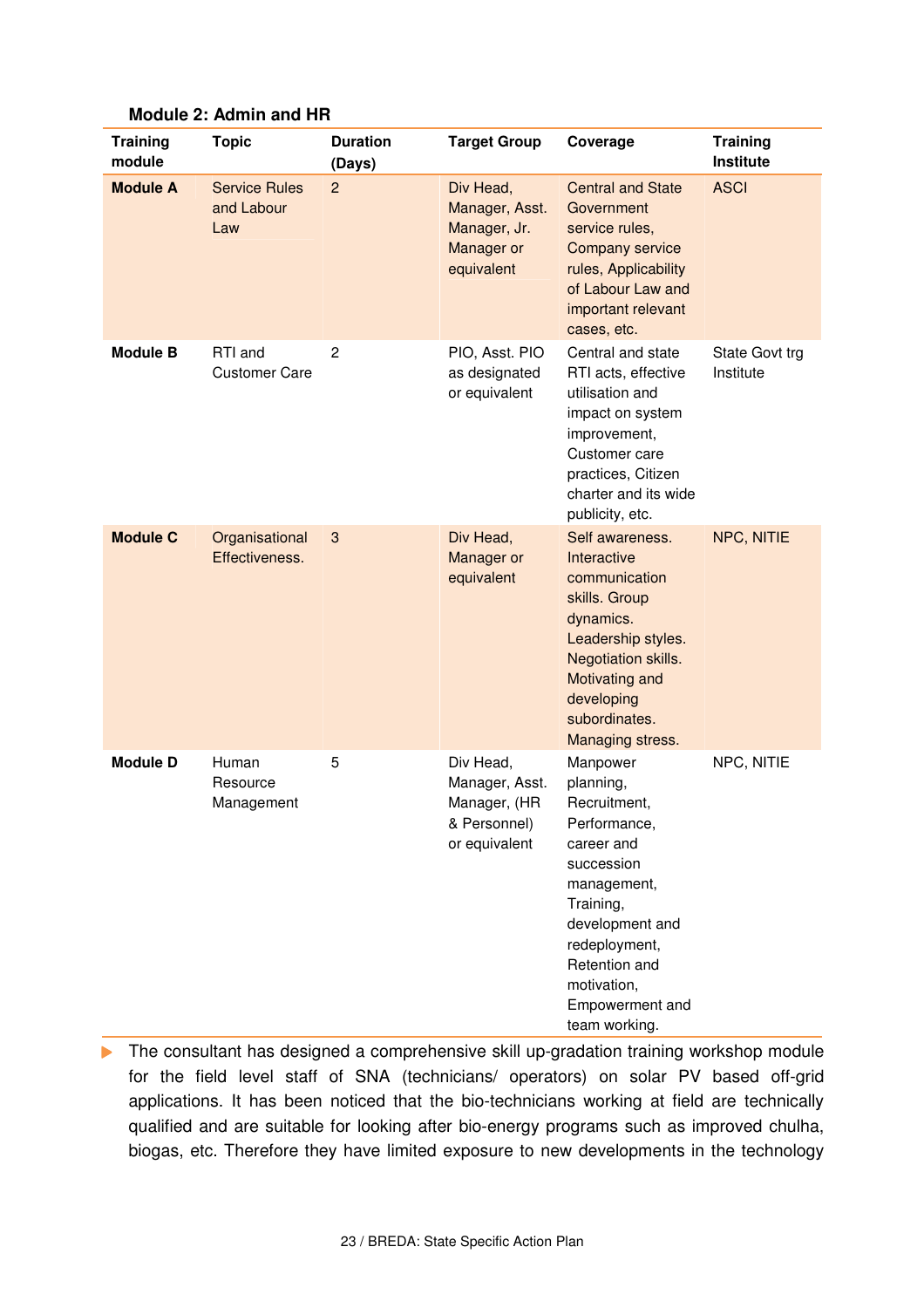**Module 2: Admin and HR**

| Training module | Topic | Duration (Days) | Target Group | Coverage | Training Institute |
|---|---|---|---|---|---|
| **Module A** | Service Rules and Labour Law | 2 | Div Head, Manager, Asst. Manager, Jr. Manager or equivalent | Central and State Government service rules, Company service rules, Applicability of Labour Law and important relevant cases, etc. | ASCI |
| **Module B** | RTI and Customer Care | 2 | PIO, Asst. PIO as designated or equivalent | Central and state RTI acts, effective utilisation and impact on system improvement, Customer care practices, Citizen charter and its wide publicity, etc. | State Govt trg Institute |
| **Module C** | Organisational Effectiveness. | 3 | Div Head, Manager or equivalent | Self awareness. Interactive communication skills. Group dynamics. Leadership styles. Negotiation skills. Motivating and developing subordinates. Managing stress. | NPC, NITIE |
| **Module D** | Human Resource Management | 5 | Div Head, Manager, Asst. Manager, (HR & Personnel) or equivalent | Manpower planning, Recruitment, Performance, career and succession management, Training, development and redeployment, Retention and motivation, Empowerment and team working. | NPC, NITIE |

- The consultant has designed a comprehensive skill up-gradation training workshop module for the field level staff of SNA (technicians/ operators) on solar PV based off-grid applications. It has been noticed that the bio-technicians working at field are technically qualified and are suitable for looking after bio-energy programs such as improved chulha, biogas, etc. Therefore they have limited exposure to new developments in the technology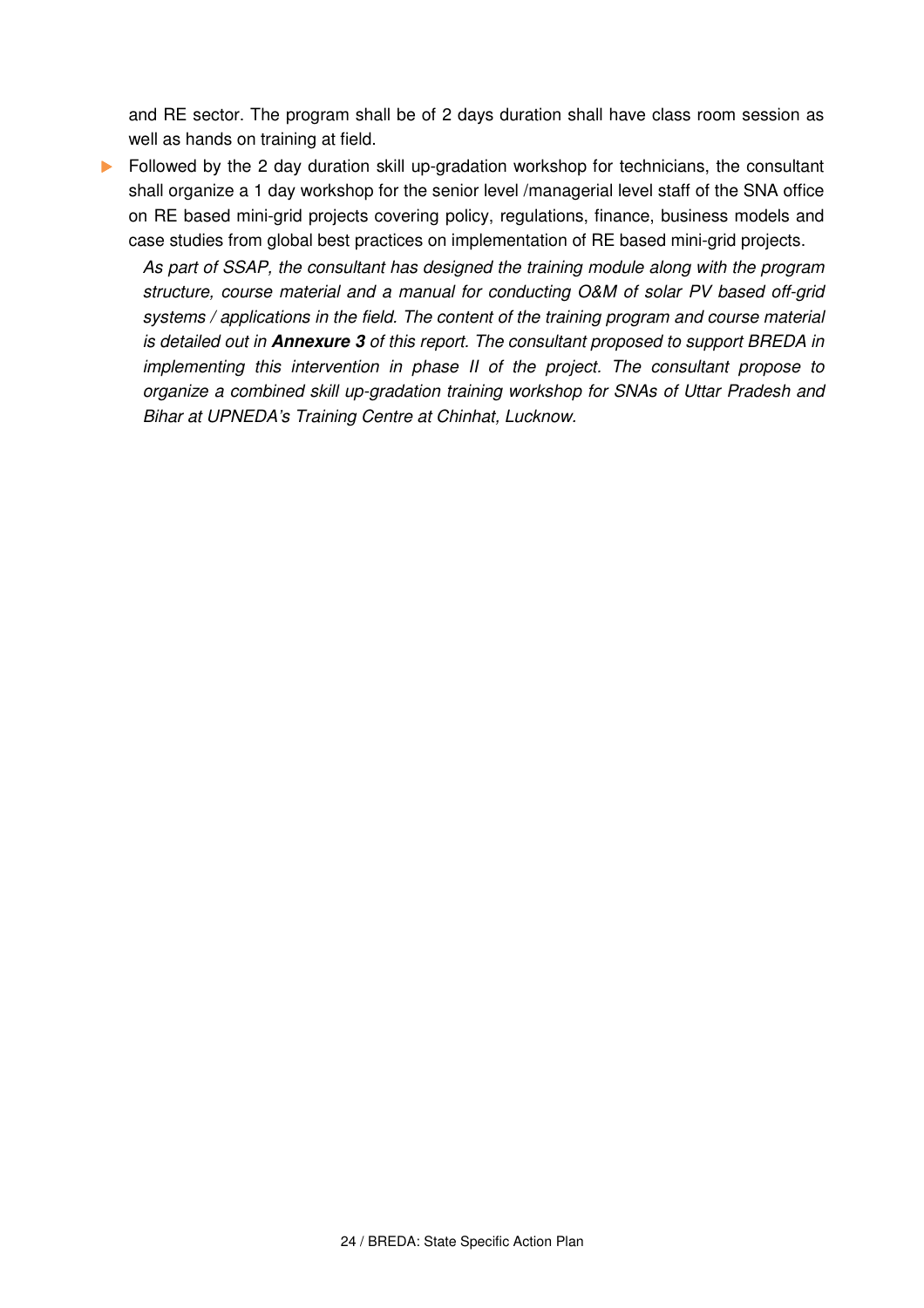and RE sector. The program shall be of 2 days duration shall have class room session as well as hands on training at field.

- Followed by the 2 day duration skill up-gradation workshop for technicians, the consultant shall organize a 1 day workshop for the senior level /managerial level staff of the SNA office on RE based mini-grid projects covering policy, regulations, finance, business models and case studies from global best practices on implementation of RE based mini-grid projects.

  *As part of SSAP, the consultant has designed the training module along with the program structure, course material and a manual for conducting O&M of solar PV based off-grid systems / applications in the field. The content of the training program and course material is detailed out in* ***Annexure 3*** *of this report. The consultant proposed to support BREDA in implementing this intervention in phase II of the project. The consultant propose to organize a combined skill up-gradation training workshop for SNAs of Uttar Pradesh and Bihar at UPNEDA's Training Centre at Chinhat, Lucknow.*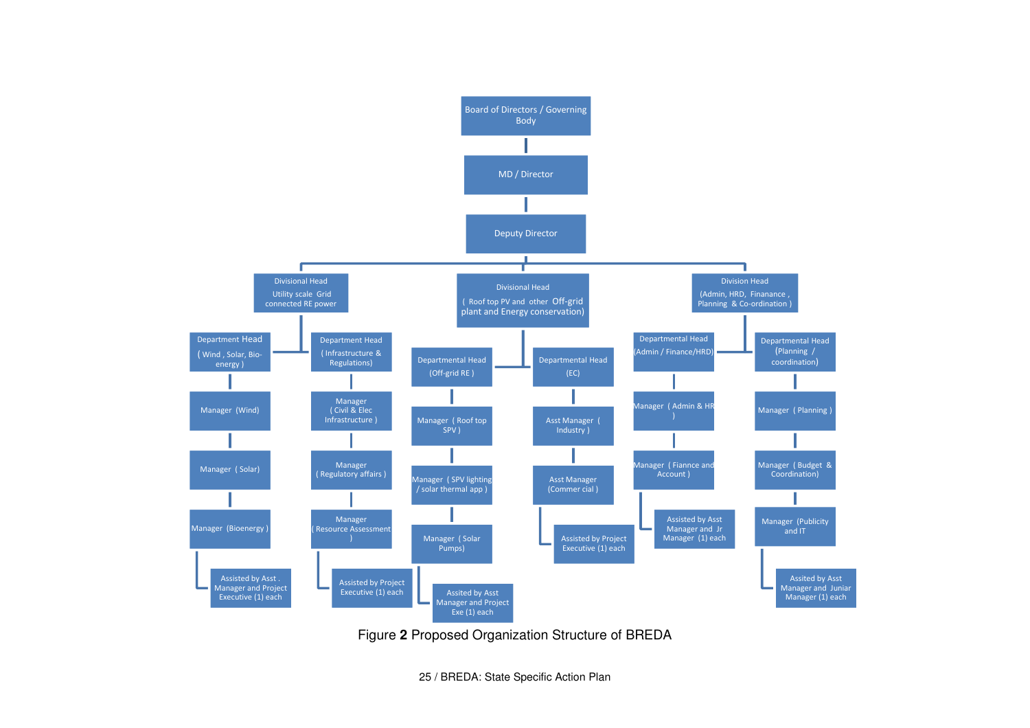- Board of Directors / Governing Body
  - MD / Director
    - Deputy Director
      - Divisional Head (Utility scale Grid connected RE power)
        - Department Head (Wind , Solar, Bio-energy )
          - Manager (Wind)
          - Manager ( Solar)
          - Manager (Bioenergy )
          - Assisted by Asst . Manager and Project Executive (1) each
        - Department Head ( Infrastructure & Regulations)
          - Manager ( Civil & Elec Infrastructure )
          - Manager ( Regulatory affairs )
          - Manager ( Resource Assessment )
          - Assisted by Project Executive (1) each
      - Divisional Head ( Roof top PV and other Off-grid plant and Energy conservation)
        - Departmental Head (Off-grid RE )
          - Manager ( Roof top SPV )
          - Manager ( SPV lighting / solar thermal app )
          - Manager ( Solar Pumps)
          - Assited by Asst Manager and Project Exe (1) each
        - Departmental Head (EC)
          - Asst Manager ( Industry )
          - Asst Manager (Commer cial )
          - Assisted by Project Executive (1) each
      - Division Head (Admin, HRD, Finanance , Planning & Co-ordination )
        - Departmental Head (Admin / Finance/HRD)
          - Manager ( Admin & HR )
          - Manager ( Fiannce and Account )
          - Assisted by Asst Manager and Jr Manager (1) each
        - Departmental Head (Planning / coordination)
          - Manager ( Planning )
          - Manager ( Budget & Coordination)
          - Manager (Publicity and IT
          - Assited by Asst Manager and Juniar Manager (1) each

Figure **2** Proposed Organization Structure of BREDA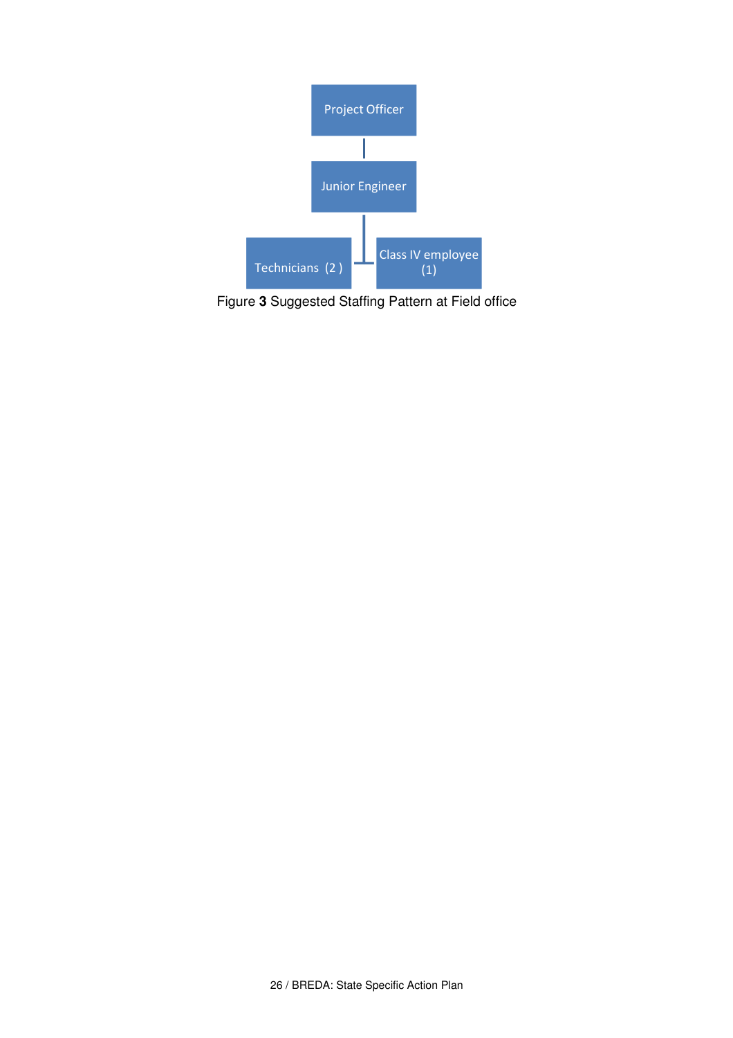Project Officer

Junior Engineer

Technicians (2 )

Class IV employee (1)

Figure **3** Suggested Staffing Pattern at Field office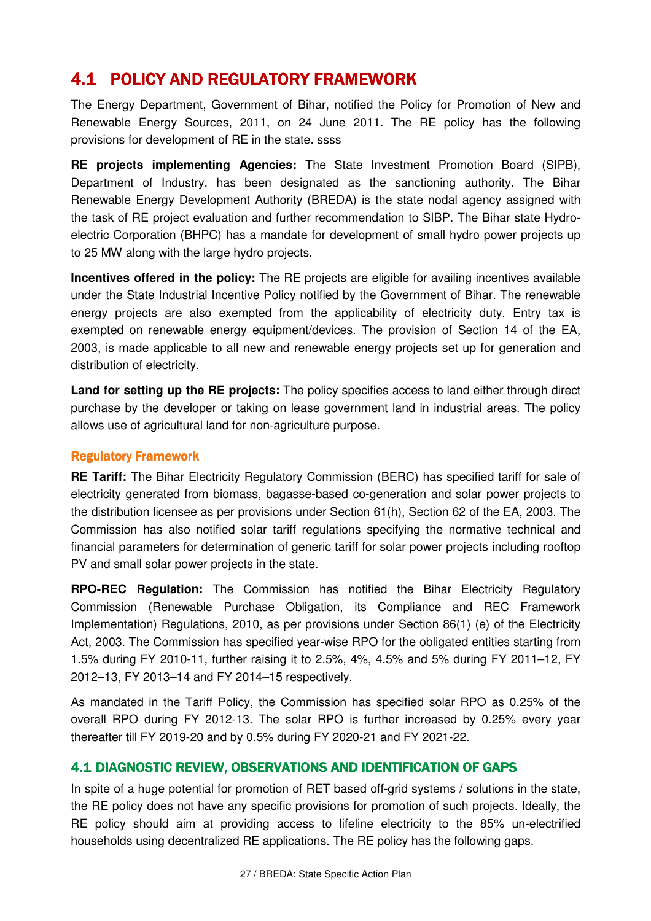## 4.1 POLICY AND REGULATORY FRAMEWORK

The Energy Department, Government of Bihar, notified the Policy for Promotion of New and Renewable Energy Sources, 2011, on 24 June 2011. The RE policy has the following provisions for development of RE in the state. ssss

**RE projects implementing Agencies:** The State Investment Promotion Board (SIPB), Department of Industry, has been designated as the sanctioning authority. The Bihar Renewable Energy Development Authority (BREDA) is the state nodal agency assigned with the task of RE project evaluation and further recommendation to SIBP. The Bihar state Hydro-electric Corporation (BHPC) has a mandate for development of small hydro power projects up to 25 MW along with the large hydro projects.

**Incentives offered in the policy:** The RE projects are eligible for availing incentives available under the State Industrial Incentive Policy notified by the Government of Bihar. The renewable energy projects are also exempted from the applicability of electricity duty. Entry tax is exempted on renewable energy equipment/devices. The provision of Section 14 of the EA, 2003, is made applicable to all new and renewable energy projects set up for generation and distribution of electricity.

**Land for setting up the RE projects:** The policy specifies access to land either through direct purchase by the developer or taking on lease government land in industrial areas. The policy allows use of agricultural land for non-agriculture purpose.

### Regulatory Framework

**RE Tariff:** The Bihar Electricity Regulatory Commission (BERC) has specified tariff for sale of electricity generated from biomass, bagasse-based co-generation and solar power projects to the distribution licensee as per provisions under Section 61(h), Section 62 of the EA, 2003. The Commission has also notified solar tariff regulations specifying the normative technical and financial parameters for determination of generic tariff for solar power projects including rooftop PV and small solar power projects in the state.

**RPO-REC Regulation:** The Commission has notified the Bihar Electricity Regulatory Commission (Renewable Purchase Obligation, its Compliance and REC Framework Implementation) Regulations, 2010, as per provisions under Section 86(1) (e) of the Electricity Act, 2003. The Commission has specified year-wise RPO for the obligated entities starting from 1.5% during FY 2010-11, further raising it to 2.5%, 4%, 4.5% and 5% during FY 2011–12, FY 2012–13, FY 2013–14 and FY 2014–15 respectively.

As mandated in the Tariff Policy, the Commission has specified solar RPO as 0.25% of the overall RPO during FY 2012-13. The solar RPO is further increased by 0.25% every year thereafter till FY 2019-20 and by 0.5% during FY 2020-21 and FY 2021-22.

## 4.1 DIAGNOSTIC REVIEW, OBSERVATIONS AND IDENTIFICATION OF GAPS

In spite of a huge potential for promotion of RET based off-grid systems / solutions in the state, the RE policy does not have any specific provisions for promotion of such projects. Ideally, the RE policy should aim at providing access to lifeline electricity to the 85% un-electrified households using decentralized RE applications. The RE policy has the following gaps.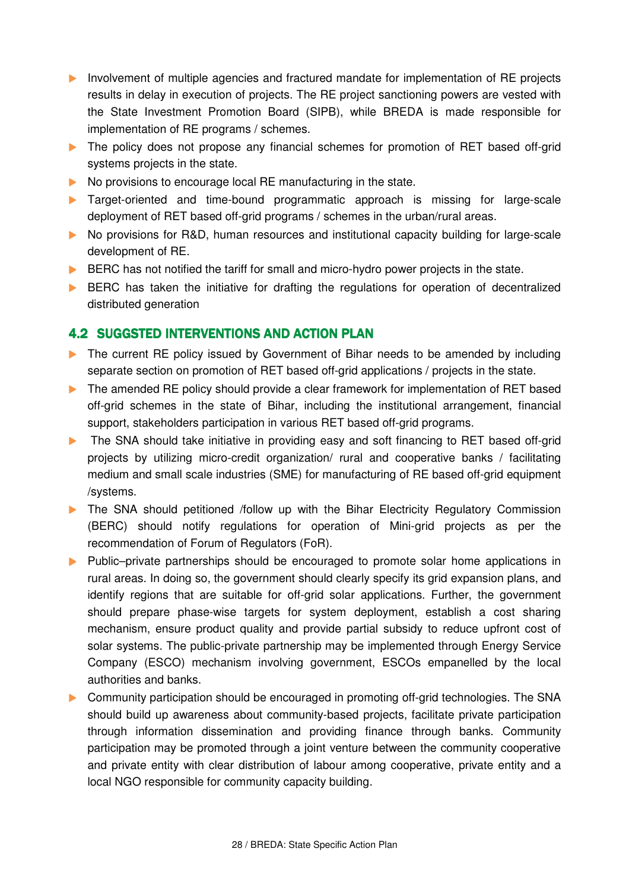- Involvement of multiple agencies and fractured mandate for implementation of RE projects results in delay in execution of projects. The RE project sanctioning powers are vested with the State Investment Promotion Board (SIPB), while BREDA is made responsible for implementation of RE programs / schemes.
- The policy does not propose any financial schemes for promotion of RET based off-grid systems projects in the state.
- No provisions to encourage local RE manufacturing in the state.
- Target-oriented and time-bound programmatic approach is missing for large-scale deployment of RET based off-grid programs / schemes in the urban/rural areas.
- No provisions for R&D, human resources and institutional capacity building for large-scale development of RE.
- BERC has not notified the tariff for small and micro-hydro power projects in the state.
- BERC has taken the initiative for drafting the regulations for operation of decentralized distributed generation

## 4.2 SUGGSTED INTERVENTIONS AND ACTION PLAN

- The current RE policy issued by Government of Bihar needs to be amended by including separate section on promotion of RET based off-grid applications / projects in the state.
- The amended RE policy should provide a clear framework for implementation of RET based off-grid schemes in the state of Bihar, including the institutional arrangement, financial support, stakeholders participation in various RET based off-grid programs.
- The SNA should take initiative in providing easy and soft financing to RET based off-grid projects by utilizing micro-credit organization/ rural and cooperative banks / facilitating medium and small scale industries (SME) for manufacturing of RE based off-grid equipment /systems.
- The SNA should petitioned /follow up with the Bihar Electricity Regulatory Commission (BERC) should notify regulations for operation of Mini-grid projects as per the recommendation of Forum of Regulators (FoR).
- Public–private partnerships should be encouraged to promote solar home applications in rural areas. In doing so, the government should clearly specify its grid expansion plans, and identify regions that are suitable for off-grid solar applications. Further, the government should prepare phase-wise targets for system deployment, establish a cost sharing mechanism, ensure product quality and provide partial subsidy to reduce upfront cost of solar systems. The public-private partnership may be implemented through Energy Service Company (ESCO) mechanism involving government, ESCOs empanelled by the local authorities and banks.
- Community participation should be encouraged in promoting off-grid technologies. The SNA should build up awareness about community-based projects, facilitate private participation through information dissemination and providing finance through banks. Community participation may be promoted through a joint venture between the community cooperative and private entity with clear distribution of labour among cooperative, private entity and a local NGO responsible for community capacity building.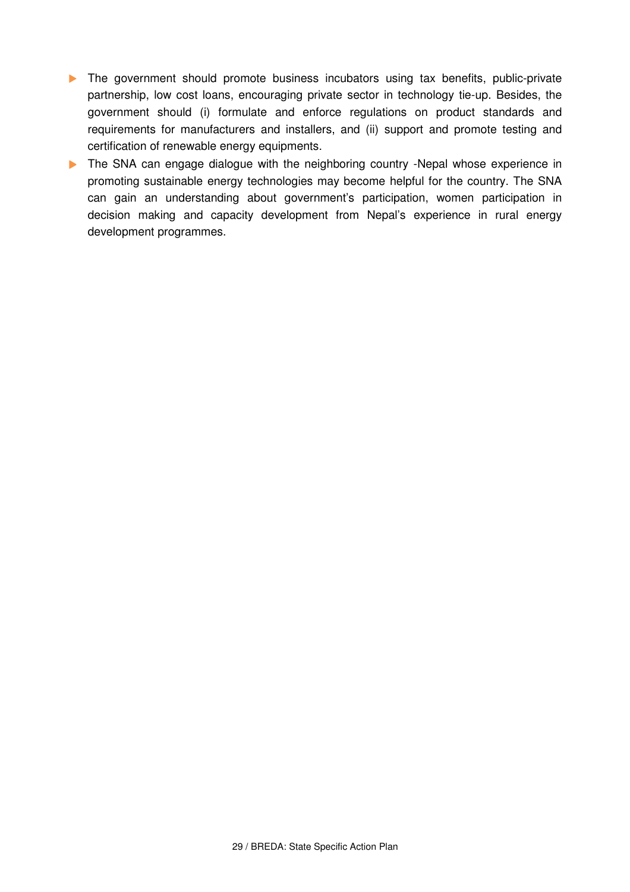- The government should promote business incubators using tax benefits, public-private partnership, low cost loans, encouraging private sector in technology tie-up. Besides, the government should (i) formulate and enforce regulations on product standards and requirements for manufacturers and installers, and (ii) support and promote testing and certification of renewable energy equipments.
- The SNA can engage dialogue with the neighboring country -Nepal whose experience in promoting sustainable energy technologies may become helpful for the country. The SNA can gain an understanding about government's participation, women participation in decision making and capacity development from Nepal's experience in rural energy development programmes.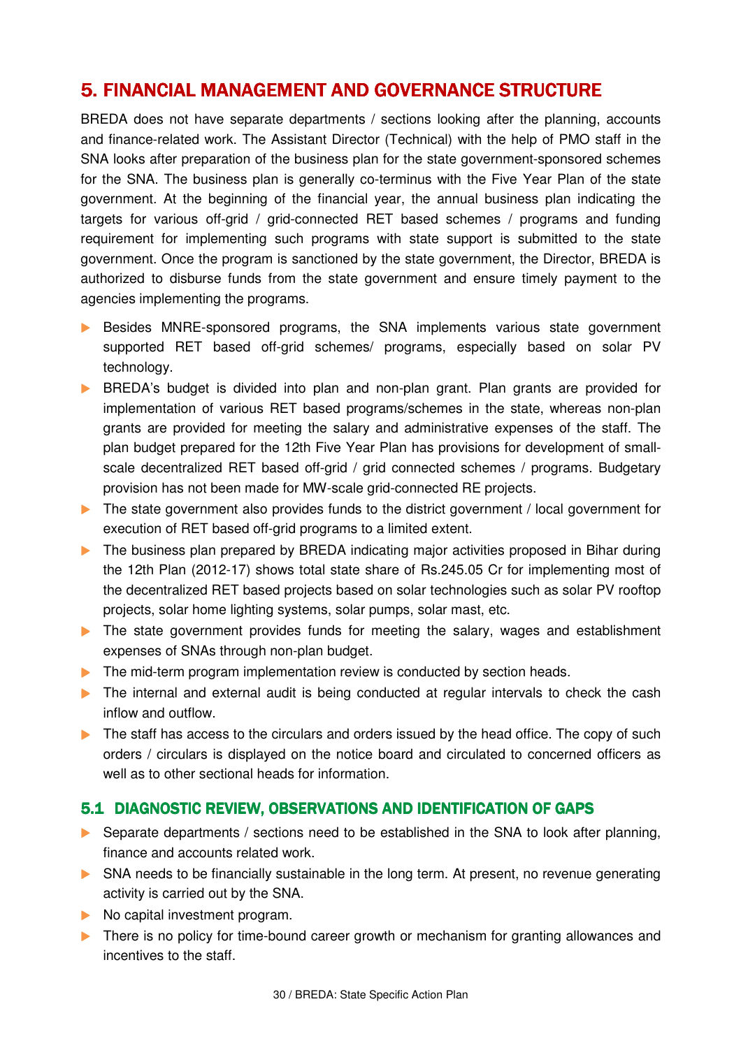# 5. FINANCIAL MANAGEMENT AND GOVERNANCE STRUCTURE

BREDA does not have separate departments / sections looking after the planning, accounts and finance-related work. The Assistant Director (Technical) with the help of PMO staff in the SNA looks after preparation of the business plan for the state government-sponsored schemes for the SNA. The business plan is generally co-terminus with the Five Year Plan of the state government. At the beginning of the financial year, the annual business plan indicating the targets for various off-grid / grid-connected RET based schemes / programs and funding requirement for implementing such programs with state support is submitted to the state government. Once the program is sanctioned by the state government, the Director, BREDA is authorized to disburse funds from the state government and ensure timely payment to the agencies implementing the programs.

- Besides MNRE-sponsored programs, the SNA implements various state government supported RET based off-grid schemes/ programs, especially based on solar PV technology.
- BREDA's budget is divided into plan and non-plan grant. Plan grants are provided for implementation of various RET based programs/schemes in the state, whereas non-plan grants are provided for meeting the salary and administrative expenses of the staff. The plan budget prepared for the 12th Five Year Plan has provisions for development of small-scale decentralized RET based off-grid / grid connected schemes / programs. Budgetary provision has not been made for MW-scale grid-connected RE projects.
- The state government also provides funds to the district government / local government for execution of RET based off-grid programs to a limited extent.
- The business plan prepared by BREDA indicating major activities proposed in Bihar during the 12th Plan (2012-17) shows total state share of Rs.245.05 Cr for implementing most of the decentralized RET based projects based on solar technologies such as solar PV rooftop projects, solar home lighting systems, solar pumps, solar mast, etc.
- The state government provides funds for meeting the salary, wages and establishment expenses of SNAs through non-plan budget.
- The mid-term program implementation review is conducted by section heads.
- The internal and external audit is being conducted at regular intervals to check the cash inflow and outflow.
- The staff has access to the circulars and orders issued by the head office. The copy of such orders / circulars is displayed on the notice board and circulated to concerned officers as well as to other sectional heads for information.

## 5.1 DIAGNOSTIC REVIEW, OBSERVATIONS AND IDENTIFICATION OF GAPS

- Separate departments / sections need to be established in the SNA to look after planning, finance and accounts related work.
- SNA needs to be financially sustainable in the long term. At present, no revenue generating activity is carried out by the SNA.
- No capital investment program.
- There is no policy for time-bound career growth or mechanism for granting allowances and incentives to the staff.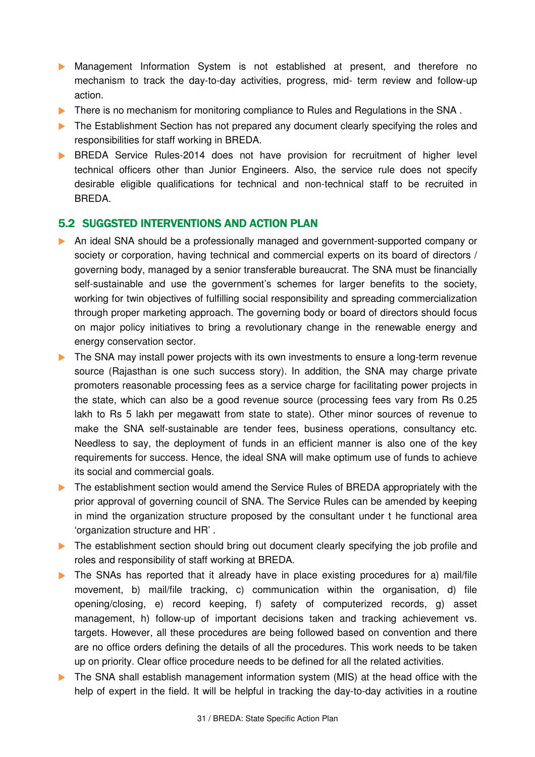- Management Information System is not established at present, and therefore no mechanism to track the day-to-day activities, progress, mid- term review and follow-up action.
- There is no mechanism for monitoring compliance to Rules and Regulations in the SNA .
- The Establishment Section has not prepared any document clearly specifying the roles and responsibilities for staff working in BREDA.
- BREDA Service Rules-2014 does not have provision for recruitment of higher level technical officers other than Junior Engineers. Also, the service rule does not specify desirable eligible qualifications for technical and non-technical staff to be recruited in BREDA.

## 5.2 SUGGSTED INTERVENTIONS AND ACTION PLAN

- An ideal SNA should be a professionally managed and government-supported company or society or corporation, having technical and commercial experts on its board of directors / governing body, managed by a senior transferable bureaucrat. The SNA must be financially self-sustainable and use the government's schemes for larger benefits to the society, working for twin objectives of fulfilling social responsibility and spreading commercialization through proper marketing approach. The governing body or board of directors should focus on major policy initiatives to bring a revolutionary change in the renewable energy and energy conservation sector.
- The SNA may install power projects with its own investments to ensure a long-term revenue source (Rajasthan is one such success story). In addition, the SNA may charge private promoters reasonable processing fees as a service charge for facilitating power projects in the state, which can also be a good revenue source (processing fees vary from Rs 0.25 lakh to Rs 5 lakh per megawatt from state to state). Other minor sources of revenue to make the SNA self-sustainable are tender fees, business operations, consultancy etc. Needless to say, the deployment of funds in an efficient manner is also one of the key requirements for success. Hence, the ideal SNA will make optimum use of funds to achieve its social and commercial goals.
- The establishment section would amend the Service Rules of BREDA appropriately with the prior approval of governing council of SNA. The Service Rules can be amended by keeping in mind the organization structure proposed by the consultant under t he functional area 'organization structure and HR' .
- The establishment section should bring out document clearly specifying the job profile and roles and responsibility of staff working at BREDA.
- The SNAs has reported that it already have in place existing procedures for a) mail/file movement, b) mail/file tracking, c) communication within the organisation, d) file opening/closing, e) record keeping, f) safety of computerized records, g) asset management, h) follow-up of important decisions taken and tracking achievement vs. targets. However, all these procedures are being followed based on convention and there are no office orders defining the details of all the procedures. This work needs to be taken up on priority. Clear office procedure needs to be defined for all the related activities.
- The SNA shall establish management information system (MIS) at the head office with the help of expert in the field. It will be helpful in tracking the day-to-day activities in a routine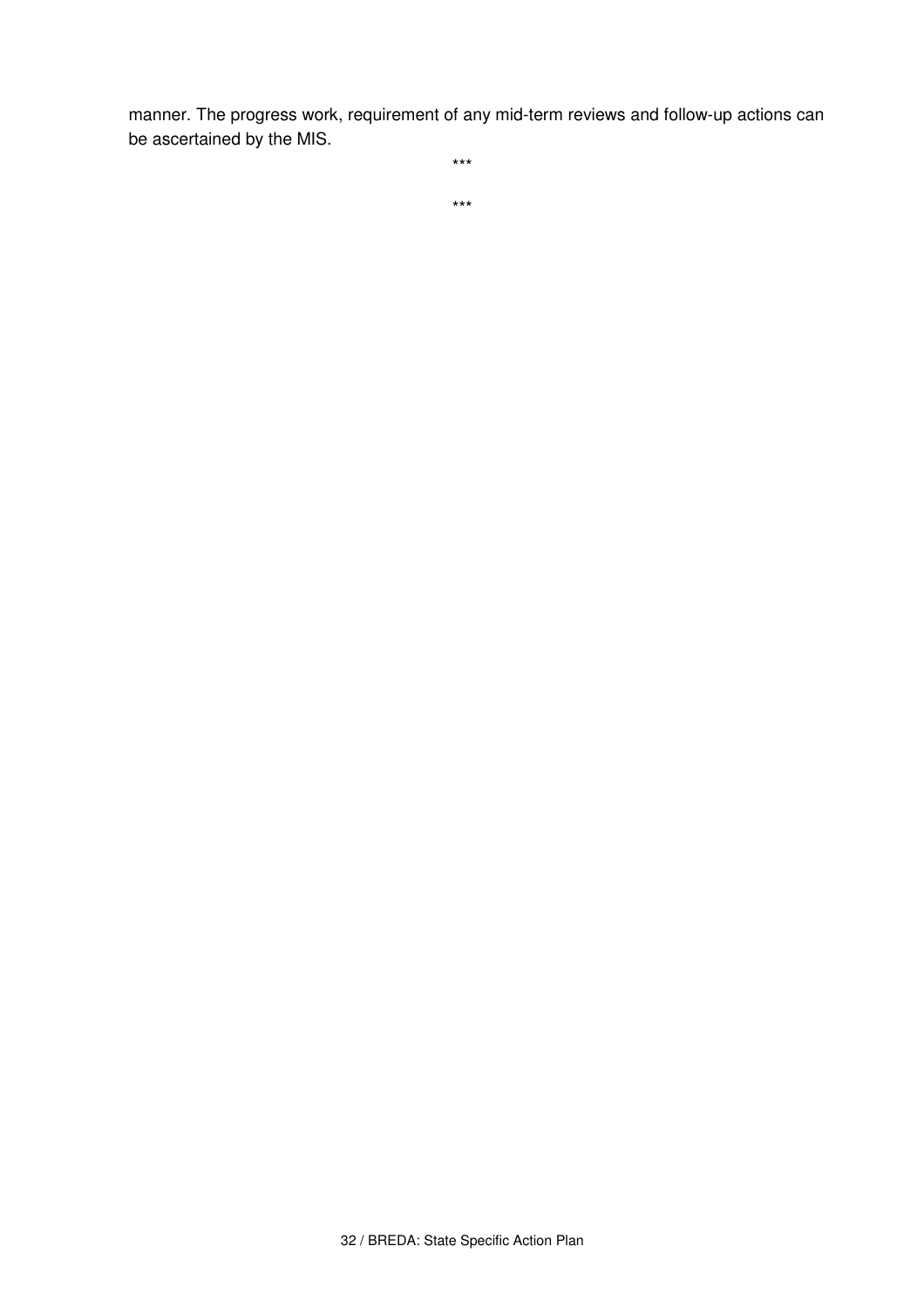manner. The progress work, requirement of any mid-term reviews and follow-up actions can be ascertained by the MIS.

***

***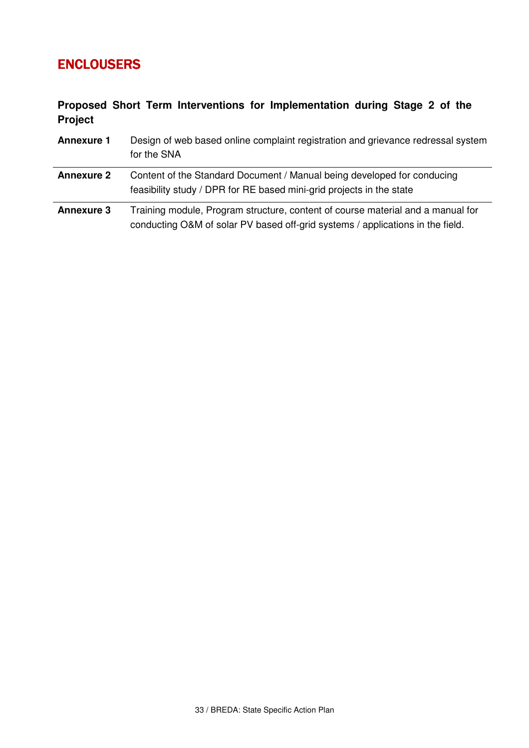# ENCLOUSERS

**Proposed Short Term Interventions for Implementation during Stage 2 of the Project**

| | |
|---|---|
| **Annexure 1** | Design of web based online complaint registration and grievance redressal system for the SNA |
| **Annexure 2** | Content of the Standard Document / Manual being developed for conducing feasibility study / DPR for RE based mini-grid projects in the state |
| **Annexure 3** | Training module, Program structure, content of course material and a manual for conducting O&M of solar PV based off-grid systems / applications in the field. |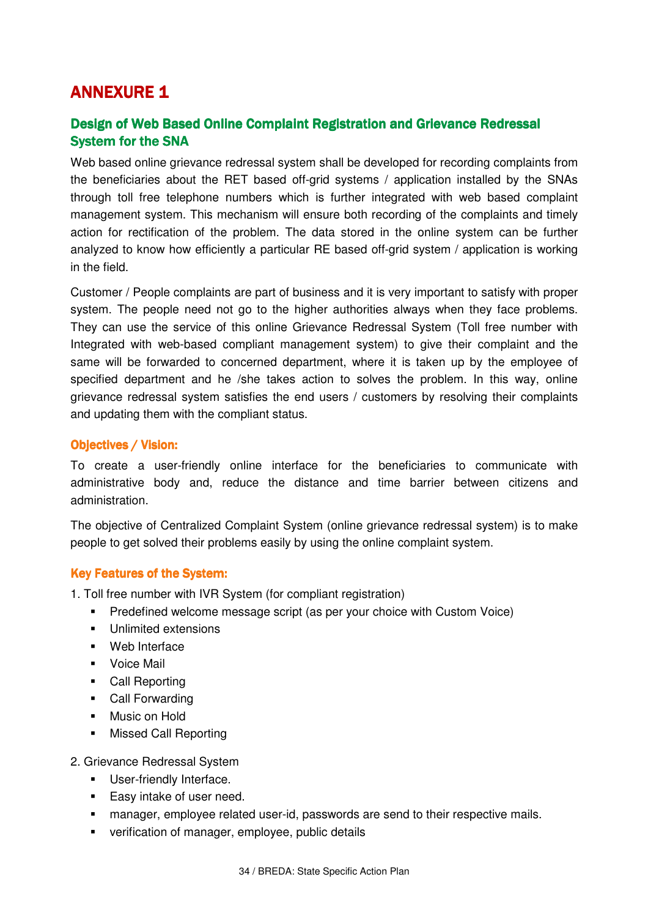# ANNEXURE 1

## Design of Web Based Online Complaint Registration and Grievance Redressal System for the SNA

Web based online grievance redressal system shall be developed for recording complaints from the beneficiaries about the RET based off-grid systems / application installed by the SNAs through toll free telephone numbers which is further integrated with web based complaint management system. This mechanism will ensure both recording of the complaints and timely action for rectification of the problem. The data stored in the online system can be further analyzed to know how efficiently a particular RE based off-grid system / application is working in the field.

Customer / People complaints are part of business and it is very important to satisfy with proper system. The people need not go to the higher authorities always when they face problems. They can use the service of this online Grievance Redressal System (Toll free number with Integrated with web-based compliant management system) to give their complaint and the same will be forwarded to concerned department, where it is taken up by the employee of specified department and he /she takes action to solves the problem. In this way, online grievance redressal system satisfies the end users / customers by resolving their complaints and updating them with the compliant status.

### Objectives / Vision:

To create a user-friendly online interface for the beneficiaries to communicate with administrative body and, reduce the distance and time barrier between citizens and administration.

The objective of Centralized Complaint System (online grievance redressal system) is to make people to get solved their problems easily by using the online complaint system.

### Key Features of the System:

1. Toll free number with IVR System (for compliant registration)
   - Predefined welcome message script (as per your choice with Custom Voice)
   - Unlimited extensions
   - Web Interface
   - Voice Mail
   - Call Reporting
   - Call Forwarding
   - Music on Hold
   - Missed Call Reporting

2. Grievance Redressal System
   - User-friendly Interface.
   - Easy intake of user need.
   - manager, employee related user-id, passwords are send to their respective mails.
   - verification of manager, employee, public details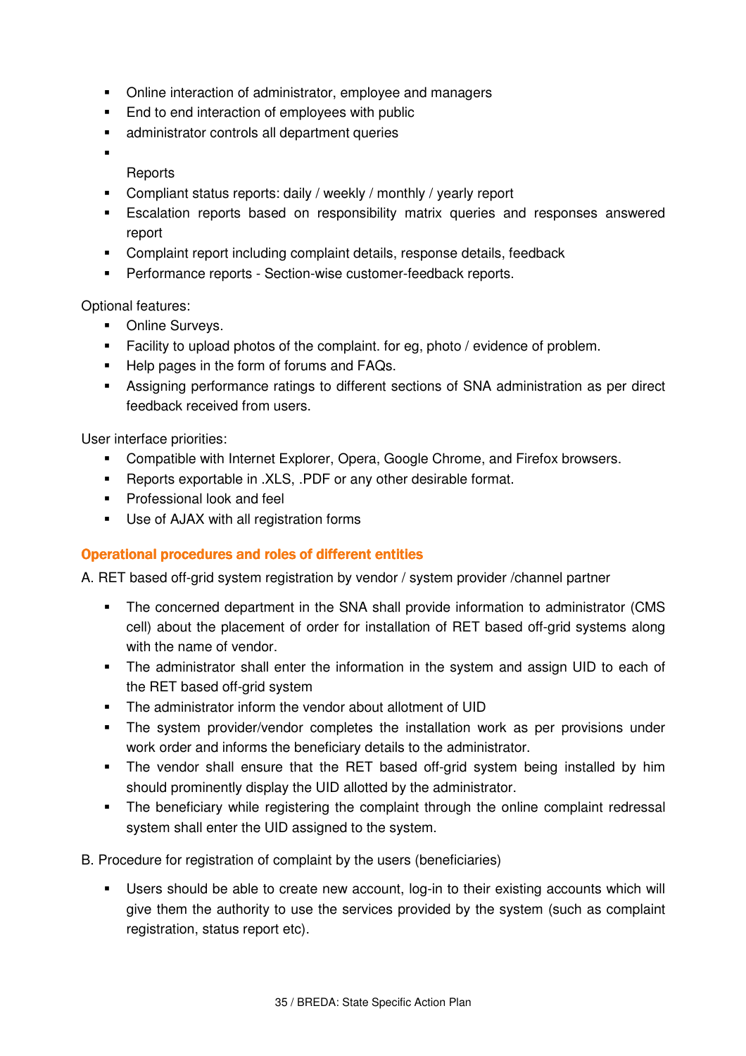- Online interaction of administrator, employee and managers
- End to end interaction of employees with public
- administrator controls all department queries
- 

  Reports
- Compliant status reports: daily / weekly / monthly / yearly report
- Escalation reports based on responsibility matrix queries and responses answered report
- Complaint report including complaint details, response details, feedback
- Performance reports - Section-wise customer-feedback reports.

Optional features:

- Online Surveys.
- Facility to upload photos of the complaint. for eg, photo / evidence of problem.
- Help pages in the form of forums and FAQs.
- Assigning performance ratings to different sections of SNA administration as per direct feedback received from users.

User interface priorities:

- Compatible with Internet Explorer, Opera, Google Chrome, and Firefox browsers.
- Reports exportable in .XLS, .PDF or any other desirable format.
- Professional look and feel
- Use of AJAX with all registration forms

## Operational procedures and roles of different entities

A. RET based off-grid system registration by vendor / system provider /channel partner

- The concerned department in the SNA shall provide information to administrator (CMS cell) about the placement of order for installation of RET based off-grid systems along with the name of vendor.
- The administrator shall enter the information in the system and assign UID to each of the RET based off-grid system
- The administrator inform the vendor about allotment of UID
- The system provider/vendor completes the installation work as per provisions under work order and informs the beneficiary details to the administrator.
- The vendor shall ensure that the RET based off-grid system being installed by him should prominently display the UID allotted by the administrator.
- The beneficiary while registering the complaint through the online complaint redressal system shall enter the UID assigned to the system.

B. Procedure for registration of complaint by the users (beneficiaries)

- Users should be able to create new account, log-in to their existing accounts which will give them the authority to use the services provided by the system (such as complaint registration, status report etc).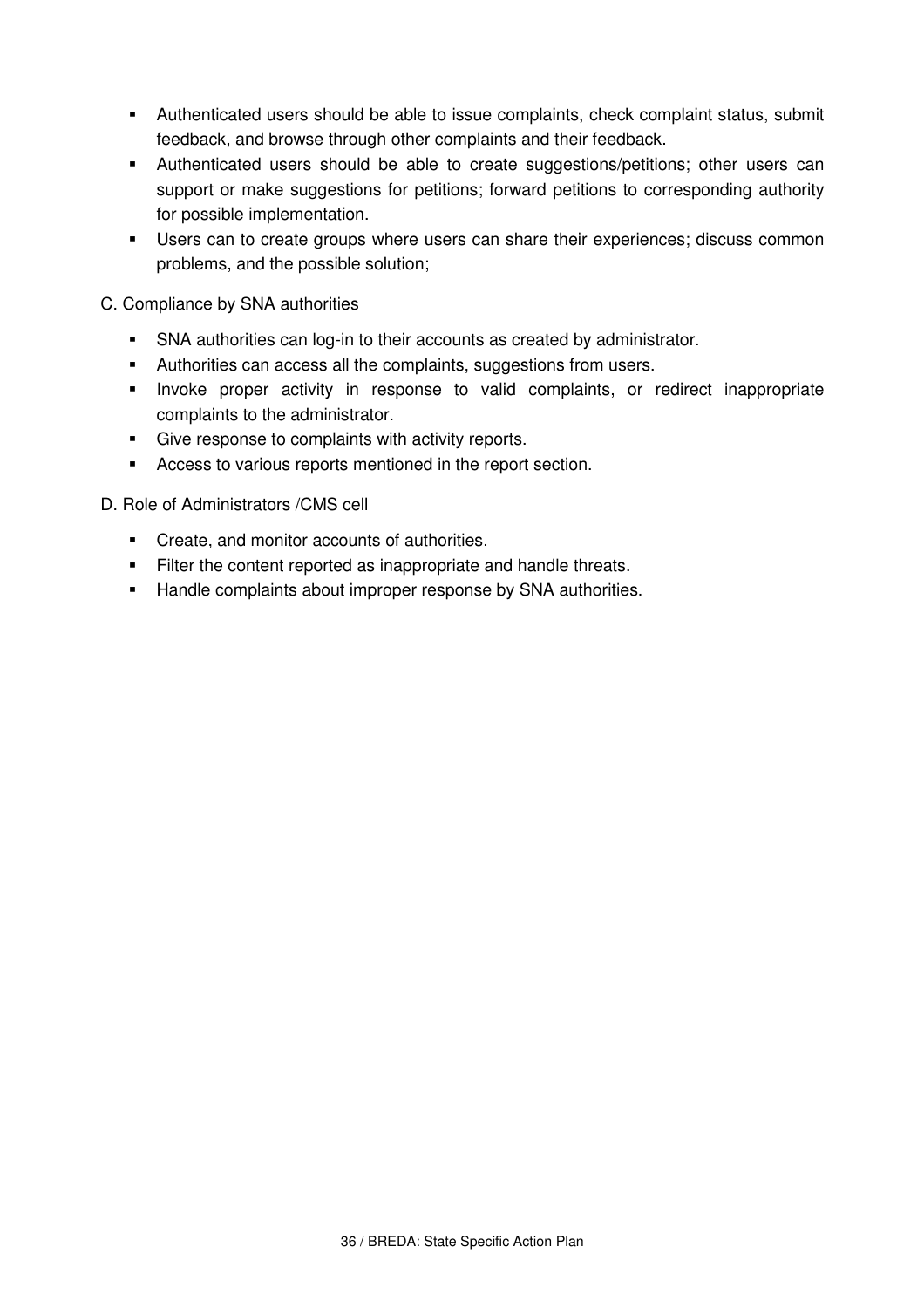- Authenticated users should be able to issue complaints, check complaint status, submit feedback, and browse through other complaints and their feedback.
- Authenticated users should be able to create suggestions/petitions; other users can support or make suggestions for petitions; forward petitions to corresponding authority for possible implementation.
- Users can to create groups where users can share their experiences; discuss common problems, and the possible solution;

C. Compliance by SNA authorities

- SNA authorities can log-in to their accounts as created by administrator.
- Authorities can access all the complaints, suggestions from users.
- Invoke proper activity in response to valid complaints, or redirect inappropriate complaints to the administrator.
- Give response to complaints with activity reports.
- Access to various reports mentioned in the report section.

D. Role of Administrators /CMS cell

- Create, and monitor accounts of authorities.
- Filter the content reported as inappropriate and handle threats.
- Handle complaints about improper response by SNA authorities.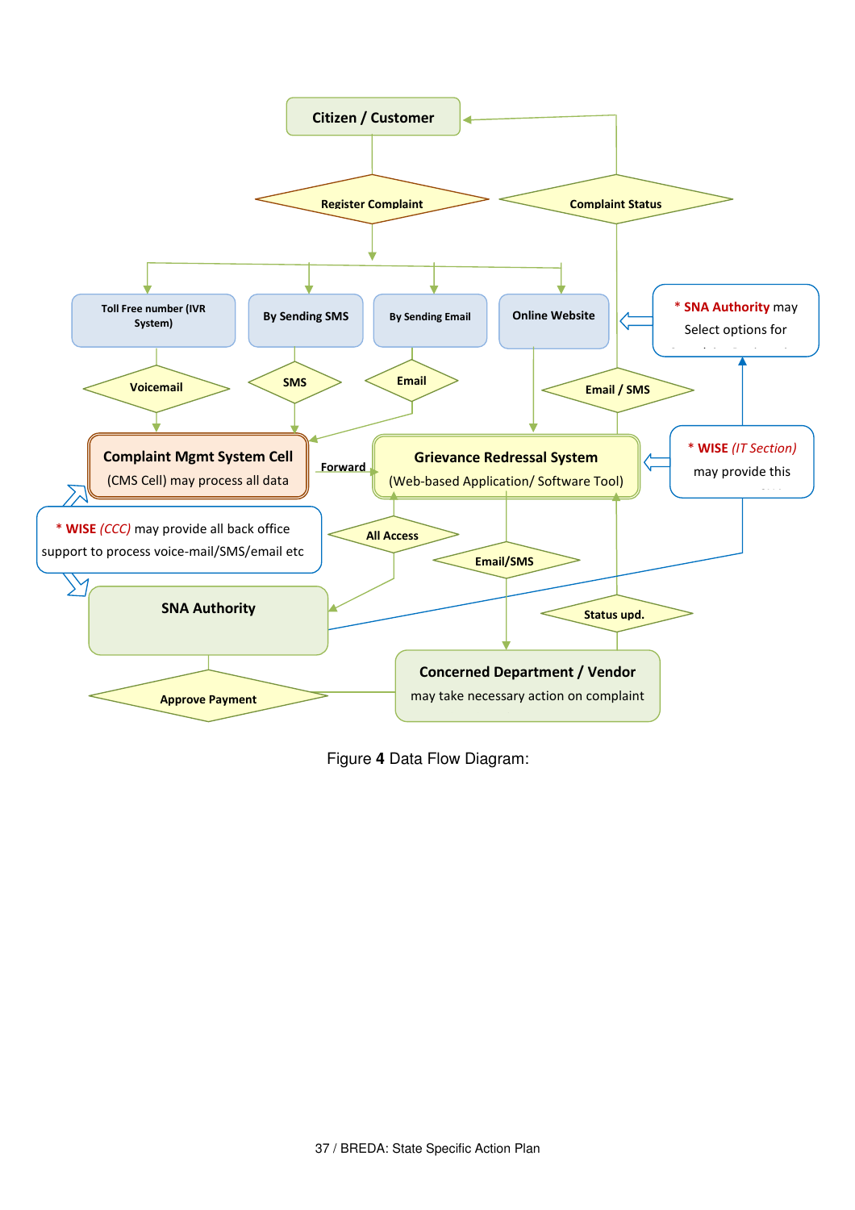Citizen / Customer

Register Complaint

Complaint Status

Toll Free number (IVR System)

By Sending SMS

By Sending Email

Online Website

* SNA Authority may Select options for

Voicemail

SMS

Email

Email / SMS

**Complaint Mgmt System Cell**
(CMS Cell) may process all data

Forward

**Grievance Redressal System**
(Web-based Application/ Software Tool)

* WISE (IT Section) may provide this

* WISE (CCC) may provide all back office support to process voice-mail/SMS/email etc

All Access

Email/SMS

**SNA Authority**

Status upd.

**Concerned Department / Vendor**
may take necessary action on complaint

Approve Payment

Figure **4** Data Flow Diagram: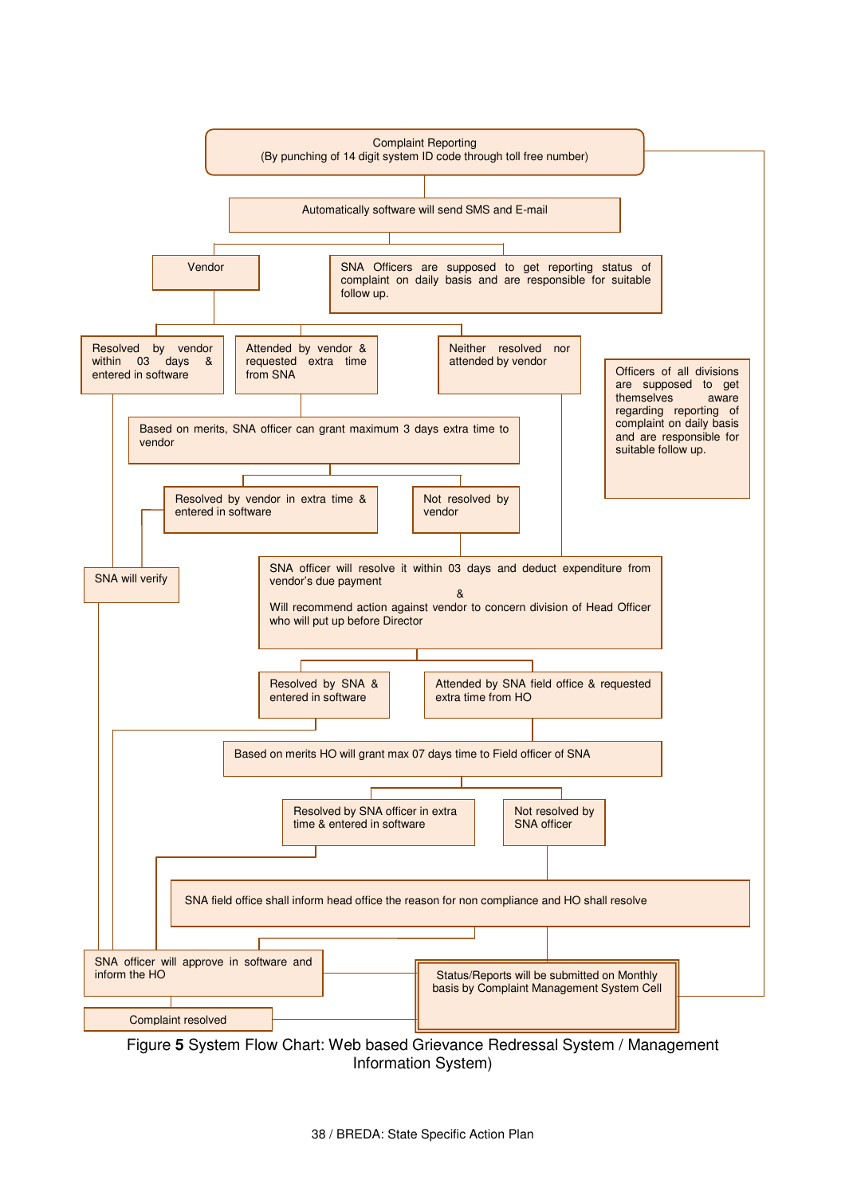Complaint Reporting
(By punching of 14 digit system ID code through toll free number)

Automatically software will send SMS and E-mail

Vendor

SNA Officers are supposed to get reporting status of complaint on daily basis and are responsible for suitable follow up.

Resolved by vendor within 03 days & entered in software

Attended by vendor & requested extra time from SNA

Neither resolved nor attended by vendor

Officers of all divisions are supposed to get themselves aware regarding reporting of complaint on daily basis and are responsible for suitable follow up.

Based on merits, SNA officer can grant maximum 3 days extra time to vendor

Resolved by vendor in extra time & entered in software

Not resolved by vendor

SNA will verify

SNA officer will resolve it within 03 days and deduct expenditure from vendor's due payment
&
Will recommend action against vendor to concern division of Head Officer who will put up before Director

Resolved by SNA & entered in software

Attended by SNA field office & requested extra time from HO

Based on merits HO will grant max 07 days time to Field officer of SNA

Resolved by SNA officer in extra time & entered in software

Not resolved by SNA officer

SNA field office shall inform head office the reason for non compliance and HO shall resolve

SNA officer will approve in software and inform the HO

Status/Reports will be submitted on Monthly basis by Complaint Management System Cell

Complaint resolved

Figure **5** System Flow Chart: Web based Grievance Redressal System / Management Information System)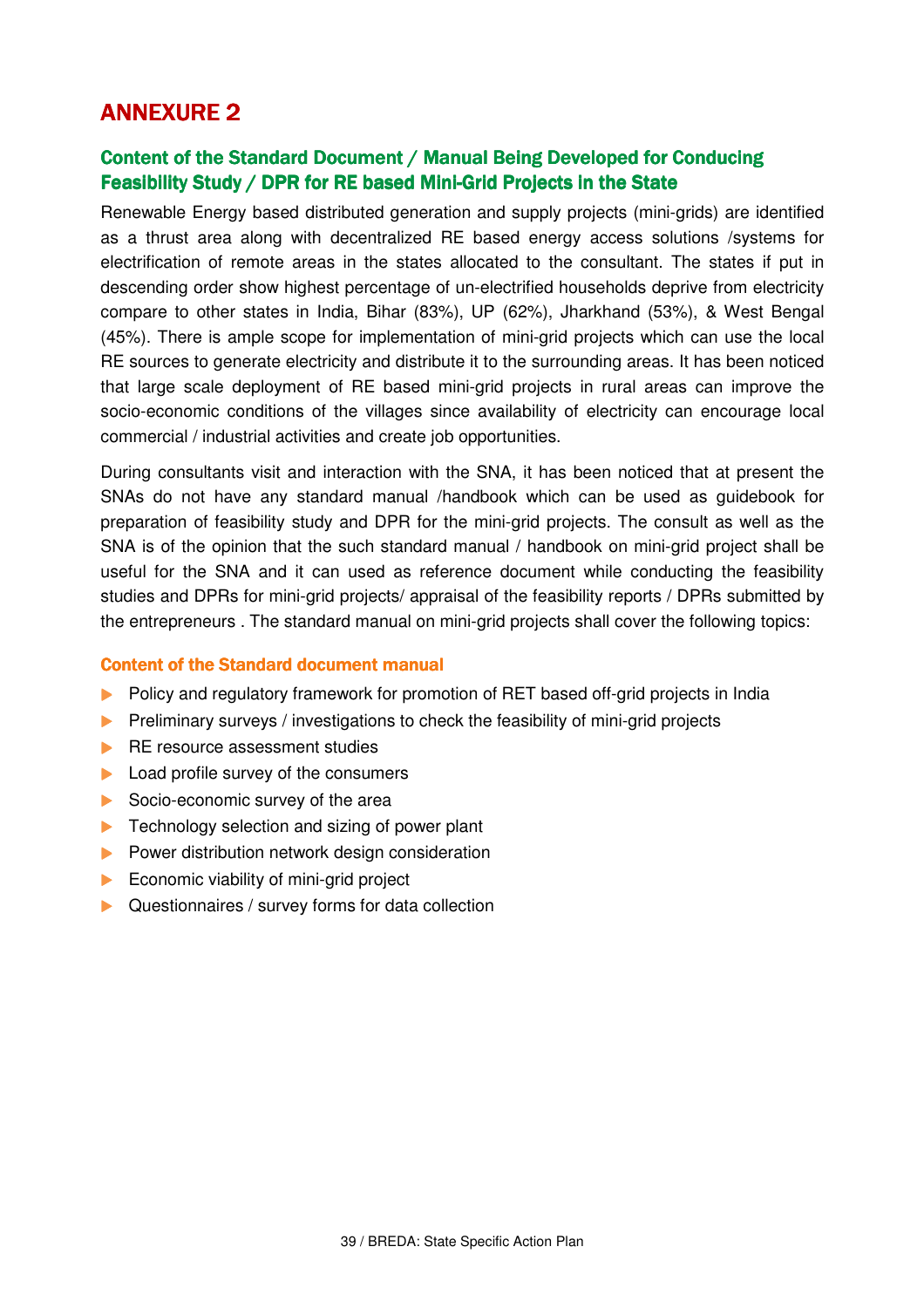# ANNEXURE 2

## Content of the Standard Document / Manual Being Developed for Conducing Feasibility Study / DPR for RE based Mini-Grid Projects in the State

Renewable Energy based distributed generation and supply projects (mini-grids) are identified as a thrust area along with decentralized RE based energy access solutions /systems for electrification of remote areas in the states allocated to the consultant. The states if put in descending order show highest percentage of un-electrified households deprive from electricity compare to other states in India, Bihar (83%), UP (62%), Jharkhand (53%), & West Bengal (45%). There is ample scope for implementation of mini-grid projects which can use the local RE sources to generate electricity and distribute it to the surrounding areas. It has been noticed that large scale deployment of RE based mini-grid projects in rural areas can improve the socio-economic conditions of the villages since availability of electricity can encourage local commercial / industrial activities and create job opportunities.

During consultants visit and interaction with the SNA, it has been noticed that at present the SNAs do not have any standard manual /handbook which can be used as guidebook for preparation of feasibility study and DPR for the mini-grid projects. The consult as well as the SNA is of the opinion that the such standard manual / handbook on mini-grid project shall be useful for the SNA and it can used as reference document while conducting the feasibility studies and DPRs for mini-grid projects/ appraisal of the feasibility reports / DPRs submitted by the entrepreneurs . The standard manual on mini-grid projects shall cover the following topics:

### Content of the Standard document manual

- Policy and regulatory framework for promotion of RET based off-grid projects in India
- Preliminary surveys / investigations to check the feasibility of mini-grid projects
- RE resource assessment studies
- Load profile survey of the consumers
- Socio-economic survey of the area
- Technology selection and sizing of power plant
- Power distribution network design consideration
- Economic viability of mini-grid project
- Questionnaires / survey forms for data collection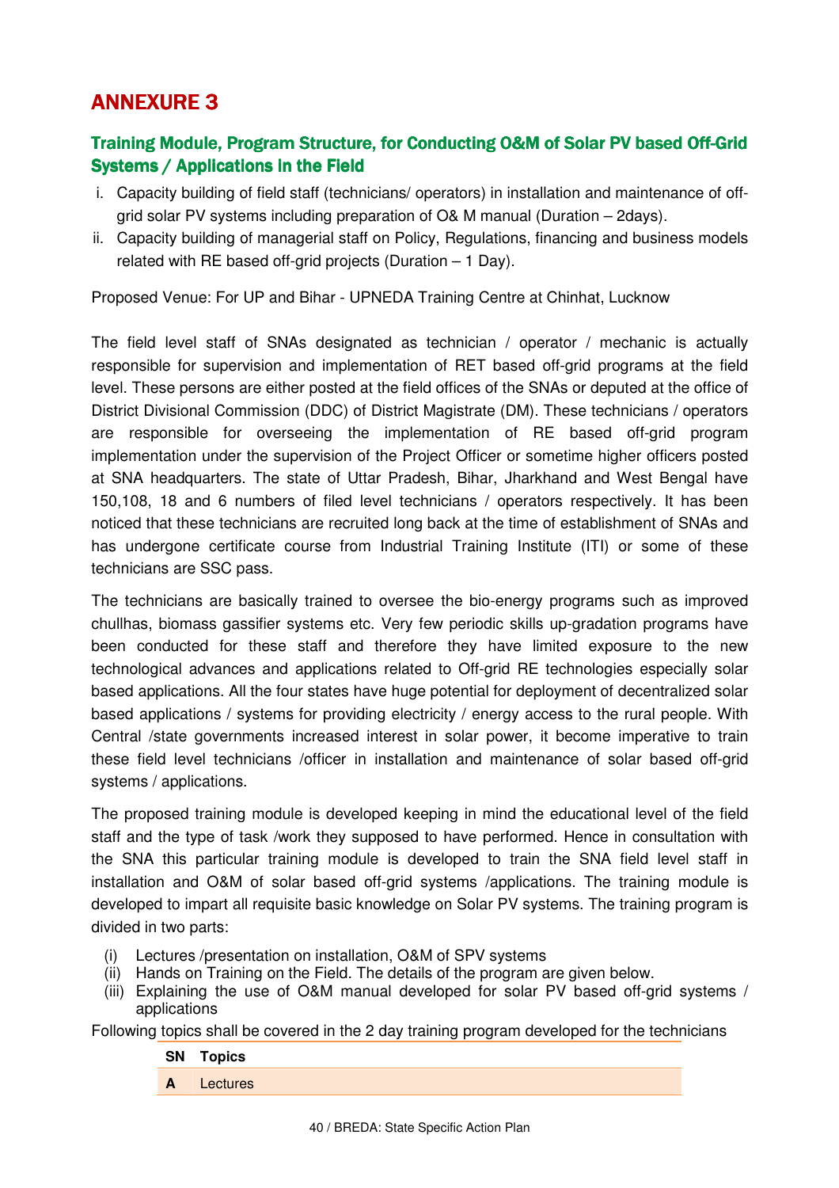# ANNEXURE 3

## Training Module, Program Structure, for Conducting O&M of Solar PV based Off-Grid Systems / Applications in the Field

i. Capacity building of field staff (technicians/ operators) in installation and maintenance of off-grid solar PV systems including preparation of O& M manual (Duration – 2days).
ii. Capacity building of managerial staff on Policy, Regulations, financing and business models related with RE based off-grid projects (Duration – 1 Day).

Proposed Venue: For UP and Bihar - UPNEDA Training Centre at Chinhat, Lucknow

The field level staff of SNAs designated as technician / operator / mechanic is actually responsible for supervision and implementation of RET based off-grid programs at the field level. These persons are either posted at the field offices of the SNAs or deputed at the office of District Divisional Commission (DDC) of District Magistrate (DM). These technicians / operators are responsible for overseeing the implementation of RE based off-grid program implementation under the supervision of the Project Officer or sometime higher officers posted at SNA headquarters. The state of Uttar Pradesh, Bihar, Jharkhand and West Bengal have 150,108, 18 and 6 numbers of filed level technicians / operators respectively. It has been noticed that these technicians are recruited long back at the time of establishment of SNAs and has undergone certificate course from Industrial Training Institute (ITI) or some of these technicians are SSC pass.

The technicians are basically trained to oversee the bio-energy programs such as improved chullhas, biomass gassifier systems etc. Very few periodic skills up-gradation programs have been conducted for these staff and therefore they have limited exposure to the new technological advances and applications related to Off-grid RE technologies especially solar based applications. All the four states have huge potential for deployment of decentralized solar based applications / systems for providing electricity / energy access to the rural people. With Central /state governments increased interest in solar power, it become imperative to train these field level technicians /officer in installation and maintenance of solar based off-grid systems / applications.

The proposed training module is developed keeping in mind the educational level of the field staff and the type of task /work they supposed to have performed. Hence in consultation with the SNA this particular training module is developed to train the SNA field level staff in installation and O&M of solar based off-grid systems /applications. The training module is developed to impart all requisite basic knowledge on Solar PV systems. The training program is divided in two parts:

(i) Lectures /presentation on installation, O&M of SPV systems
(ii) Hands on Training on the Field. The details of the program are given below.
(iii) Explaining the use of O&M manual developed for solar PV based off-grid systems / applications

Following topics shall be covered in the 2 day training program developed for the technicians

| SN | Topics |
|---|---|
| A | Lectures |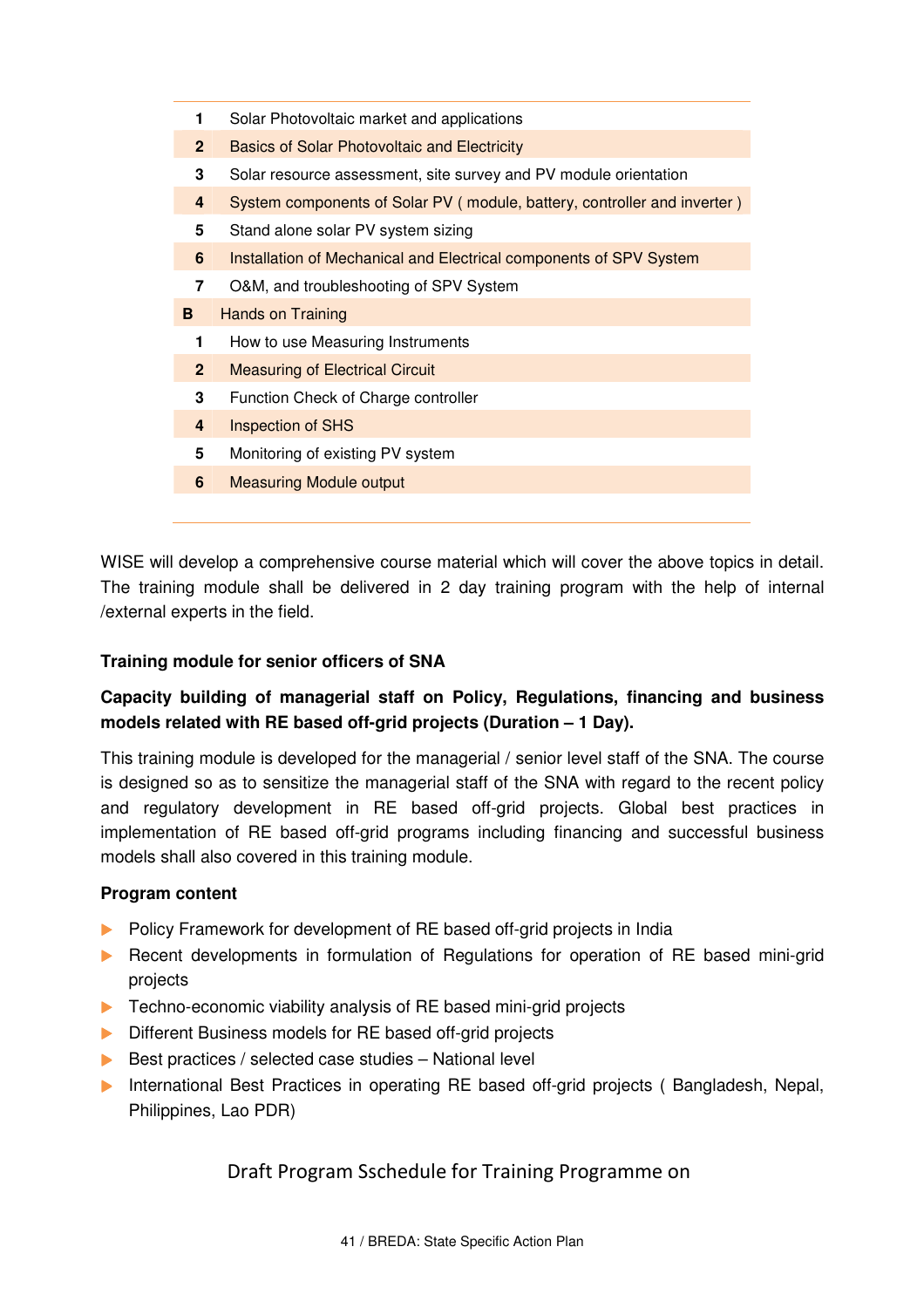| | |
|---|---|
| 1 | Solar Photovoltaic market and applications |
| 2 | Basics of Solar Photovoltaic and Electricity |
| 3 | Solar resource assessment, site survey and PV module orientation |
| 4 | System components of Solar PV ( module, battery, controller and inverter ) |
| 5 | Stand alone solar PV system sizing |
| 6 | Installation of Mechanical and Electrical components of SPV System |
| 7 | O&M, and troubleshooting of SPV System |
| **B** | Hands on Training |
| 1 | How to use Measuring Instruments |
| 2 | Measuring of Electrical Circuit |
| 3 | Function Check of Charge controller |
| 4 | Inspection of SHS |
| 5 | Monitoring of existing PV system |
| 6 | Measuring Module output |

WISE will develop a comprehensive course material which will cover the above topics in detail. The training module shall be delivered in 2 day training program with the help of internal /external experts in the field.

**Training module for senior officers of SNA**

**Capacity building of managerial staff on Policy, Regulations, financing and business models related with RE based off-grid projects (Duration – 1 Day).**

This training module is developed for the managerial / senior level staff of the SNA. The course is designed so as to sensitize the managerial staff of the SNA with regard to the recent policy and regulatory development in RE based off-grid projects. Global best practices in implementation of RE based off-grid programs including financing and successful business models shall also covered in this training module.

**Program content**

- Policy Framework for development of RE based off-grid projects in India
- Recent developments in formulation of Regulations for operation of RE based mini-grid projects
- Techno-economic viability analysis of RE based mini-grid projects
- Different Business models for RE based off-grid projects
- Best practices / selected case studies – National level
- International Best Practices in operating RE based off-grid projects ( Bangladesh, Nepal, Philippines, Lao PDR)

Draft Program Sschedule for Training Programme on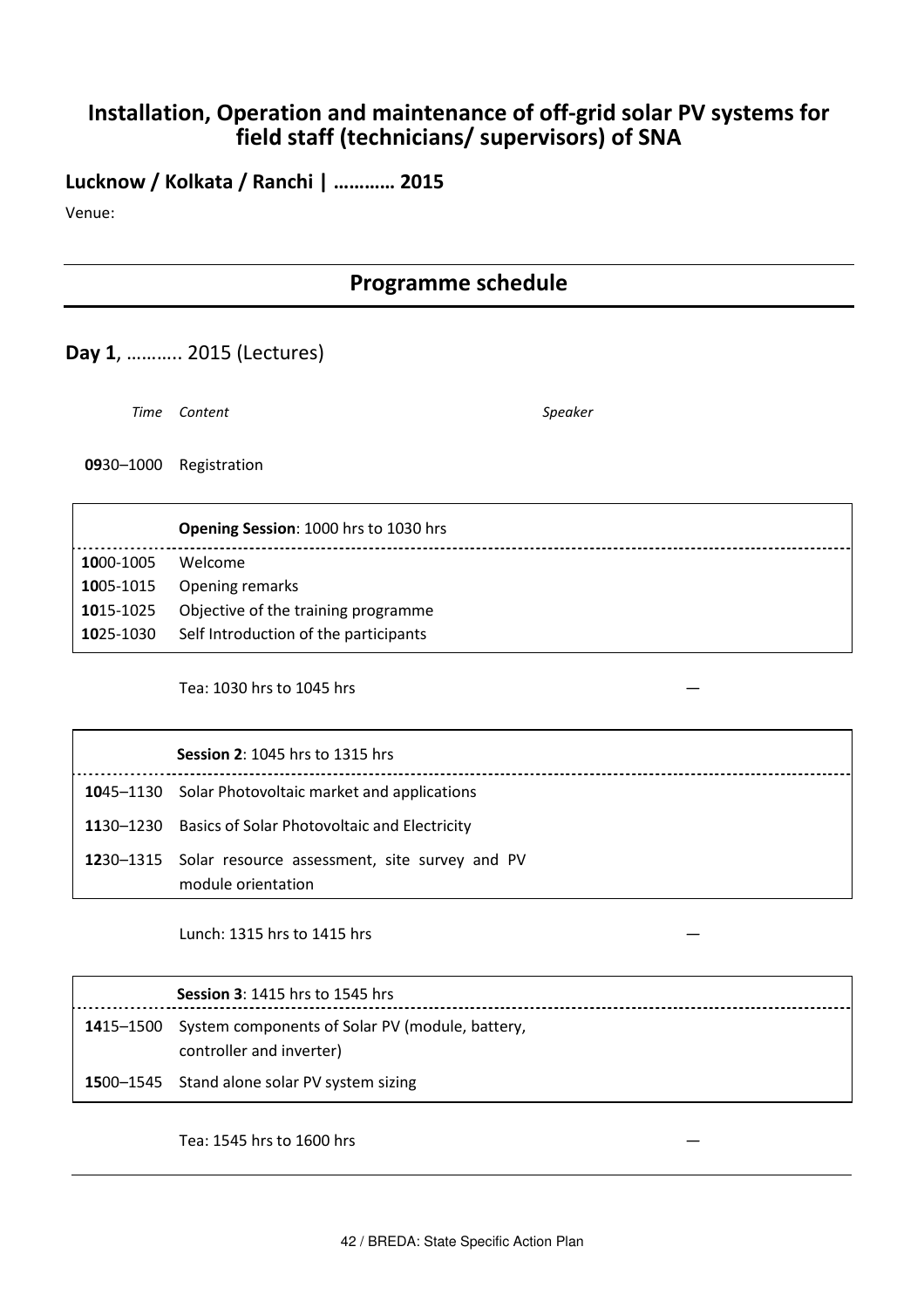## Installation, Operation and maintenance of off-grid solar PV systems for field staff (technicians/ supervisors) of SNA

**Lucknow / Kolkata / Ranchi | ………… 2015**

Venue:

## Programme schedule

**Day 1**, ……….. 2015 (Lectures)

| *Time* | *Content* | *Speaker* |
|---|---|---|
| **09**30–1000 | Registration | |

| | **Opening Session**: 1000 hrs to 1030 hrs |
|---|---|
| **10**00-1005 | Welcome |
| **10**05-1015 | Opening remarks |
| **10**15-1025 | Objective of the training programme |
| **10**25-1030 | Self Introduction of the participants |

| | | |
|---|---|---|
| | Tea: 1030 hrs to 1045 hrs | — |

| | **Session 2**: 1045 hrs to 1315 hrs |
|---|---|
| **10**45–1130 | Solar Photovoltaic market and applications |
| **11**30–1230 | Basics of Solar Photovoltaic and Electricity |
| **12**30–1315 | Solar resource assessment, site survey and PV module orientation |

| | | |
|---|---|---|
| | Lunch: 1315 hrs to 1415 hrs | — |

| | **Session 3**: 1415 hrs to 1545 hrs |
|---|---|
| **14**15–1500 | System components of Solar PV (module, battery, controller and inverter) |
| **15**00–1545 | Stand alone solar PV system sizing |

| | | |
|---|---|---|
| | Tea: 1545 hrs to 1600 hrs | — |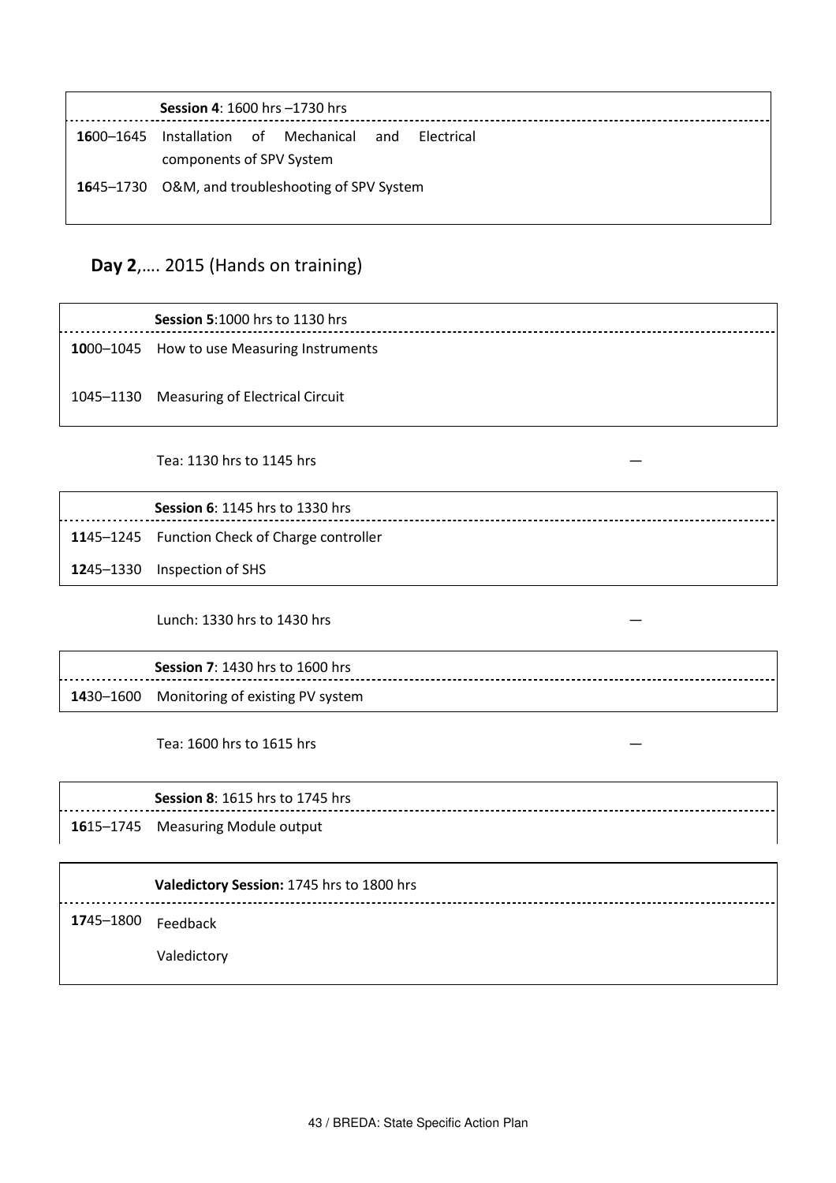| | **Session 4**: 1600 hrs –1730 hrs |
|---|---|
| **16**00–1645 | Installation of Mechanical and Electrical components of SPV System |
| **16**45–1730 | O&M, and troubleshooting of SPV System |

## **Day 2**,…. 2015 (Hands on training)

| | **Session 5**:1000 hrs to 1130 hrs |
|---|---|
| **10**00–1045 | How to use Measuring Instruments |
| 1045–1130 | Measuring of Electrical Circuit |

Tea: 1130 hrs to 1145 hrs —

| | **Session 6**: 1145 hrs to 1330 hrs |
|---|---|
| **11**45–1245 | Function Check of Charge controller |
| **12**45–1330 | Inspection of SHS |

Lunch: 1330 hrs to 1430 hrs —

| | **Session 7**: 1430 hrs to 1600 hrs |
|---|---|
| **14**30–1600 | Monitoring of existing PV system |

Tea: 1600 hrs to 1615 hrs —

| | **Session 8**: 1615 hrs to 1745 hrs |
|---|---|
| **16**15–1745 | Measuring Module output |

| | **Valedictory Session:** 1745 hrs to 1800 hrs |
|---|---|
| **17**45–1800 | Feedback<br>Valedictory |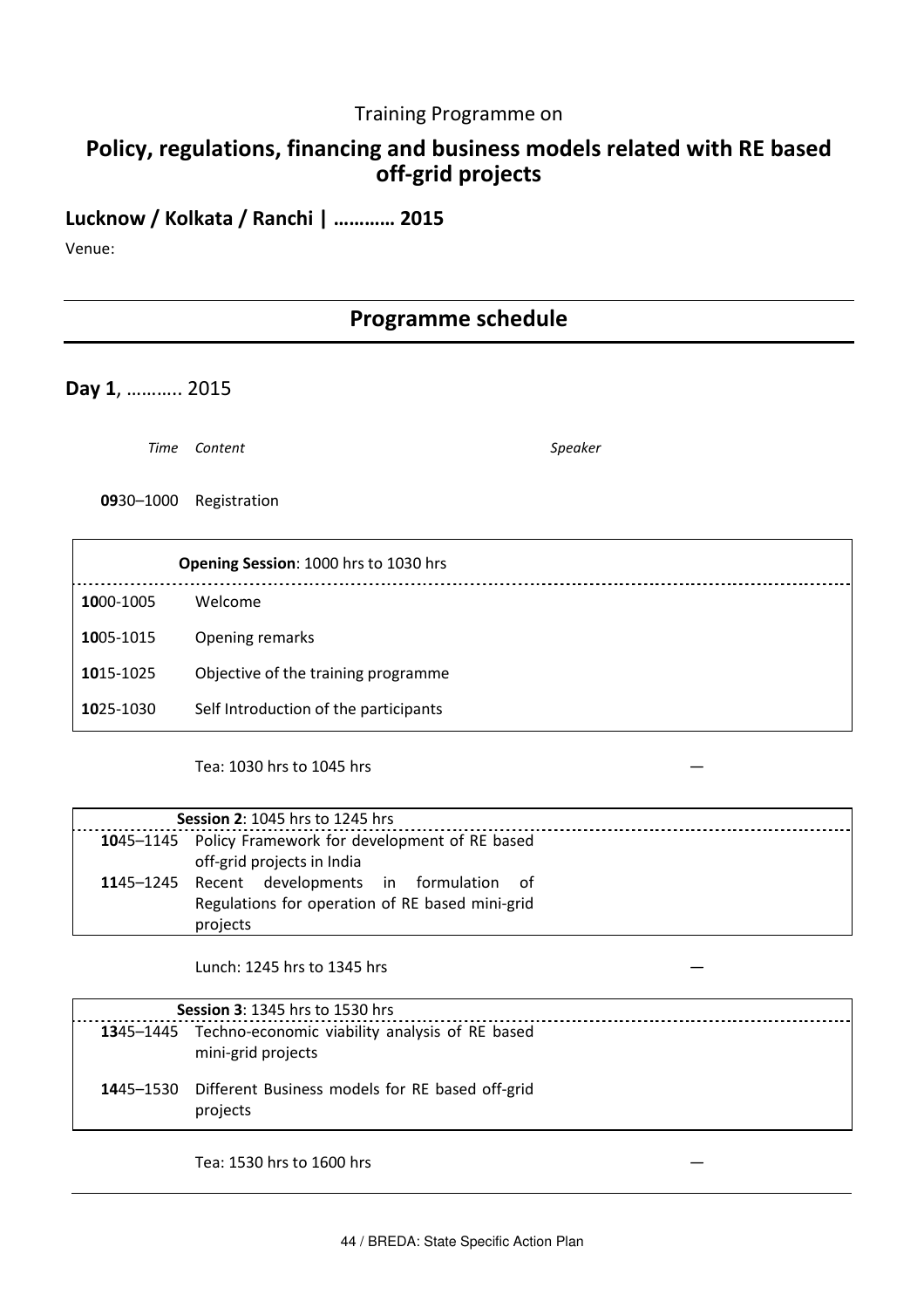Training Programme on

# Policy, regulations, financing and business models related with RE based off-grid projects

## Lucknow / Kolkata / Ranchi | ………… 2015

Venue:

## Programme schedule

### **Day 1**, ……….. 2015

| *Time* | *Content* | *Speaker* |
|---|---|---|
| **09**30–1000 | Registration | |

| | **Opening Session**: 1000 hrs to 1030 hrs |
|---|---|
| **10**00-1005 | Welcome |
| **10**05-1015 | Opening remarks |
| **10**15-1025 | Objective of the training programme |
| **10**25-1030 | Self Introduction of the participants |

Tea: 1030 hrs to 1045 hrs —

| | **Session 2**: 1045 hrs to 1245 hrs |
|---|---|
| **10**45–1145 | Policy Framework for development of RE based off-grid projects in India |
| **11**45–1245 | Recent developments in formulation of Regulations for operation of RE based mini-grid projects |

Lunch: 1245 hrs to 1345 hrs —

| | **Session 3**: 1345 hrs to 1530 hrs |
|---|---|
| **13**45–1445 | Techno-economic viability analysis of RE based mini-grid projects |
| **14**45–1530 | Different Business models for RE based off-grid projects |

Tea: 1530 hrs to 1600 hrs —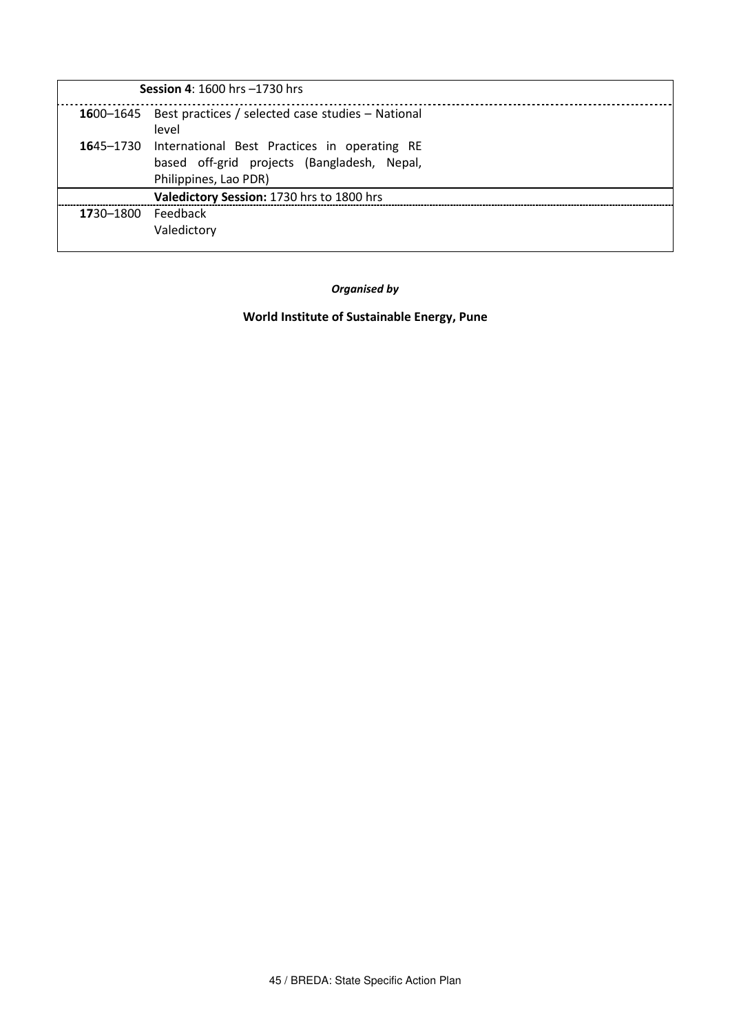| | |
|---|---|
| | **Session 4**: 1600 hrs –1730 hrs |
| **16**00–1645 | Best practices / selected case studies – National level |
| **16**45–1730 | International Best Practices in operating RE based off-grid projects (Bangladesh, Nepal, Philippines, Lao PDR) |
| | **Valedictory Session:** 1730 hrs to 1800 hrs |
| **17**30–1800 | Feedback<br>Valedictory |

***Organised by***

**World Institute of Sustainable Energy, Pune**